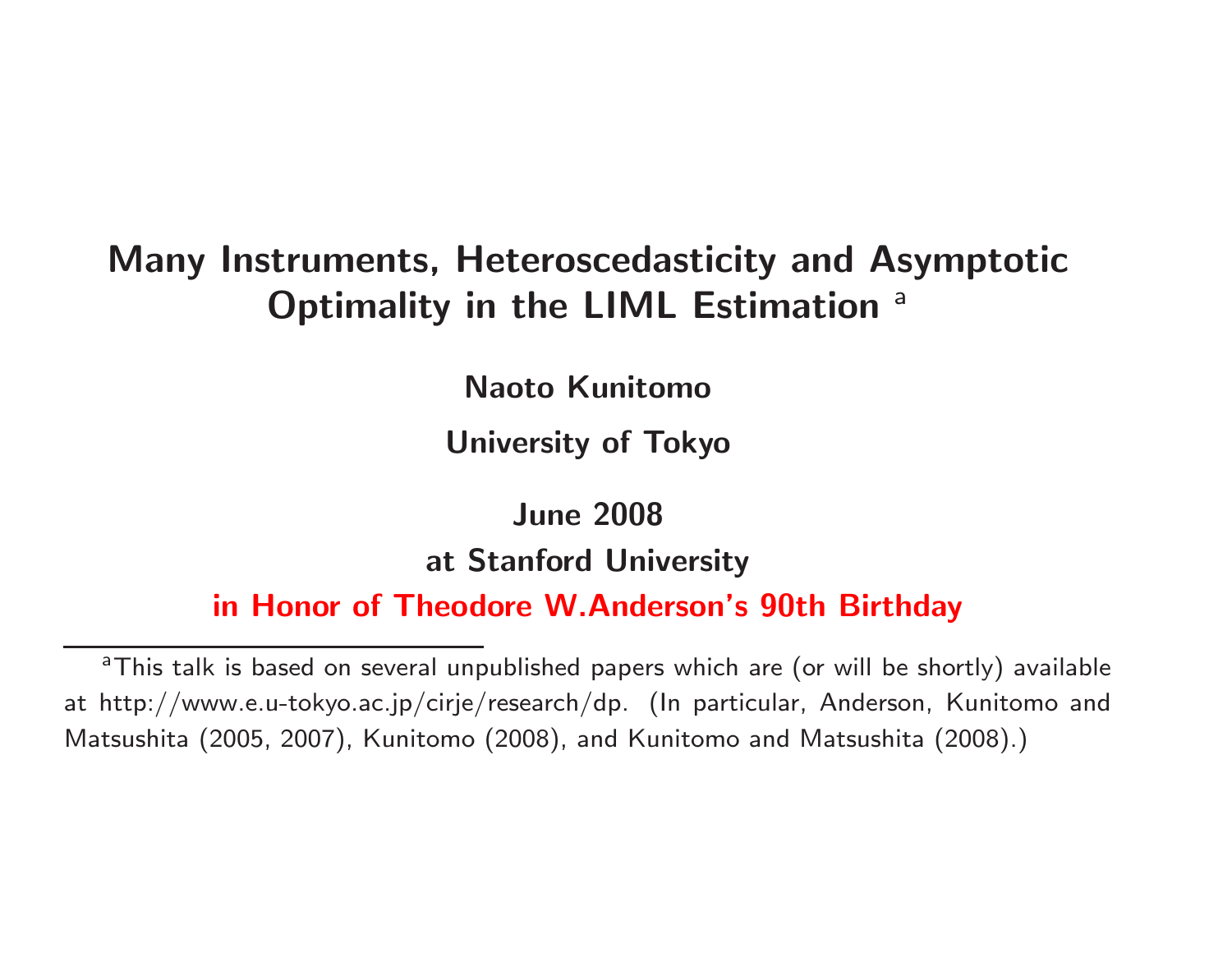# Many Instruments, Heteroscedasticity and Asymptotic Optimality in the LIML Estimation [a]

**Naoto Kunitomo**

**University of Tokyo**

**June 2008**

**at Stanford University**

**in Honor of Theodore W.Anderson's 90th Birthday**

---

[a] This talk is based on several unpublished papers which are (or will be shortly) available at http://www.e.u-tokyo.ac.jp/cirje/research/dp. (In particular, Anderson, Kunitomo and Matsushita (2005, 2007), Kunitomo (2008), and Kunitomo and Matsushita (2008).)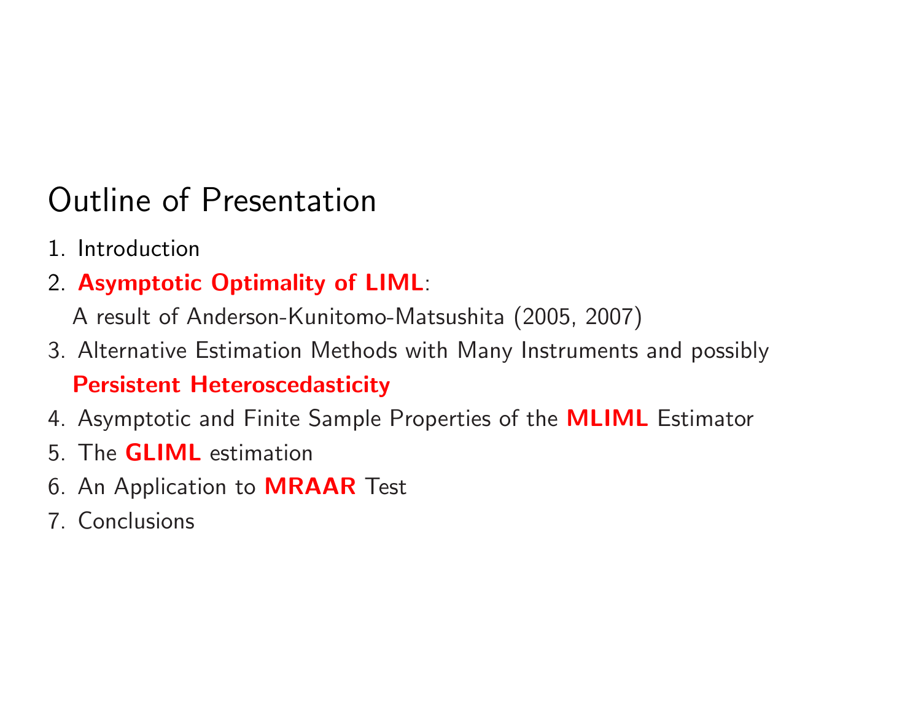# Outline of Presentation

1. Introduction
2. **Asymptotic Optimality of LIML**:
   A result of Anderson-Kunitomo-Matsushita (2005, 2007)
3. Alternative Estimation Methods with Many Instruments and possibly **Persistent Heteroscedasticity**
4. Asymptotic and Finite Sample Properties of the **MLIML** Estimator
5. The **GLIML** estimation
6. An Application to **MRAAR** Test
7. Conclusions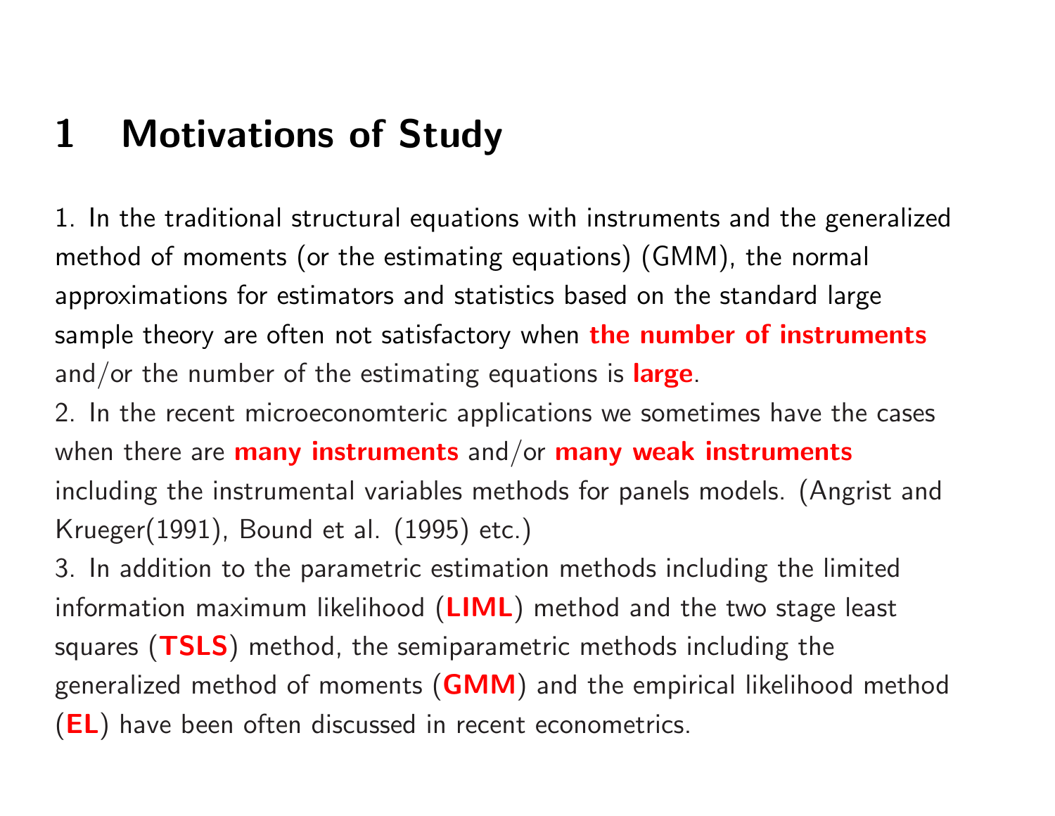# 1 Motivations of Study

1. In the traditional structural equations with instruments and the generalized method of moments (or the estimating equations) (GMM), the normal approximations for estimators and statistics based on the standard large sample theory are often not satisfactory when **the number of instruments** and/or the number of the estimating equations is **large**.
2. In the recent microeconomteric applications we sometimes have the cases when there are **many instruments** and/or **many weak instruments** including the instrumental variables methods for panels models. (Angrist and Krueger(1991), Bound et al. (1995) etc.)
3. In addition to the parametric estimation methods including the limited information maximum likelihood (**LIML**) method and the two stage least squares (**TSLS**) method, the semiparametric methods including the generalized method of moments (**GMM**) and the empirical likelihood method (**EL**) have been often discussed in recent econometrics.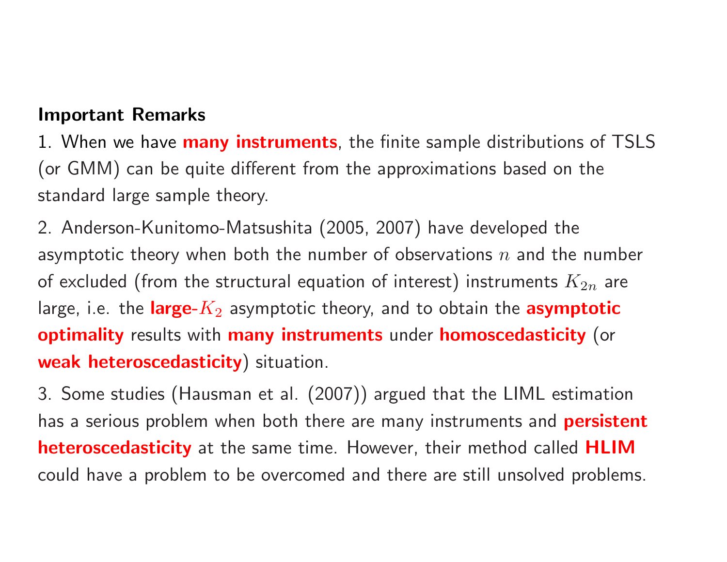**Important Remarks**

1. When we have **many instruments**, the finite sample distributions of TSLS (or GMM) can be quite different from the approximations based on the standard large sample theory.

2. Anderson-Kunitomo-Matsushita (2005, 2007) have developed the asymptotic theory when both the number of observations $n$ and the number of excluded (from the structural equation of interest) instruments $K_{2n}$ are large, i.e. the **large-$K_2$** asymptotic theory, and to obtain the **asymptotic optimality** results with **many instruments** under **homoscedasticity** (or **weak heteroscedasticity**) situation.

3. Some studies (Hausman et al. (2007)) argued that the LIML estimation has a serious problem when both there are many instruments and **persistent heteroscedasticity** at the same time. However, their method called **HLIM** could have a problem to be overcomed and there are still unsolved problems.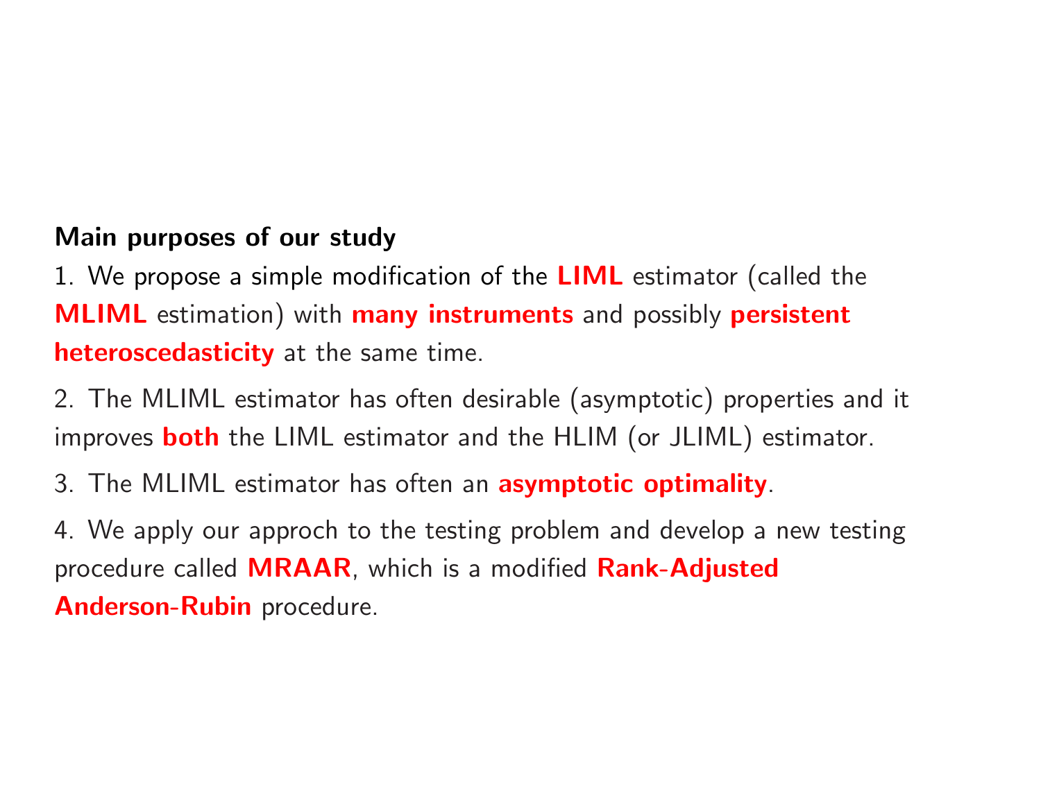**Main purposes of our study**

1. We propose a simple modification of the **LIML** estimator (called the **MLIML** estimation) with **many instruments** and possibly **persistent heteroscedasticity** at the same time.

2. The MLIML estimator has often desirable (asymptotic) properties and it improves **both** the LIML estimator and the HLIM (or JLIML) estimator.

3. The MLIML estimator has often an **asymptotic optimality**.

4. We apply our approch to the testing problem and develop a new testing procedure called **MRAAR**, which is a modified **Rank-Adjusted Anderson-Rubin** procedure.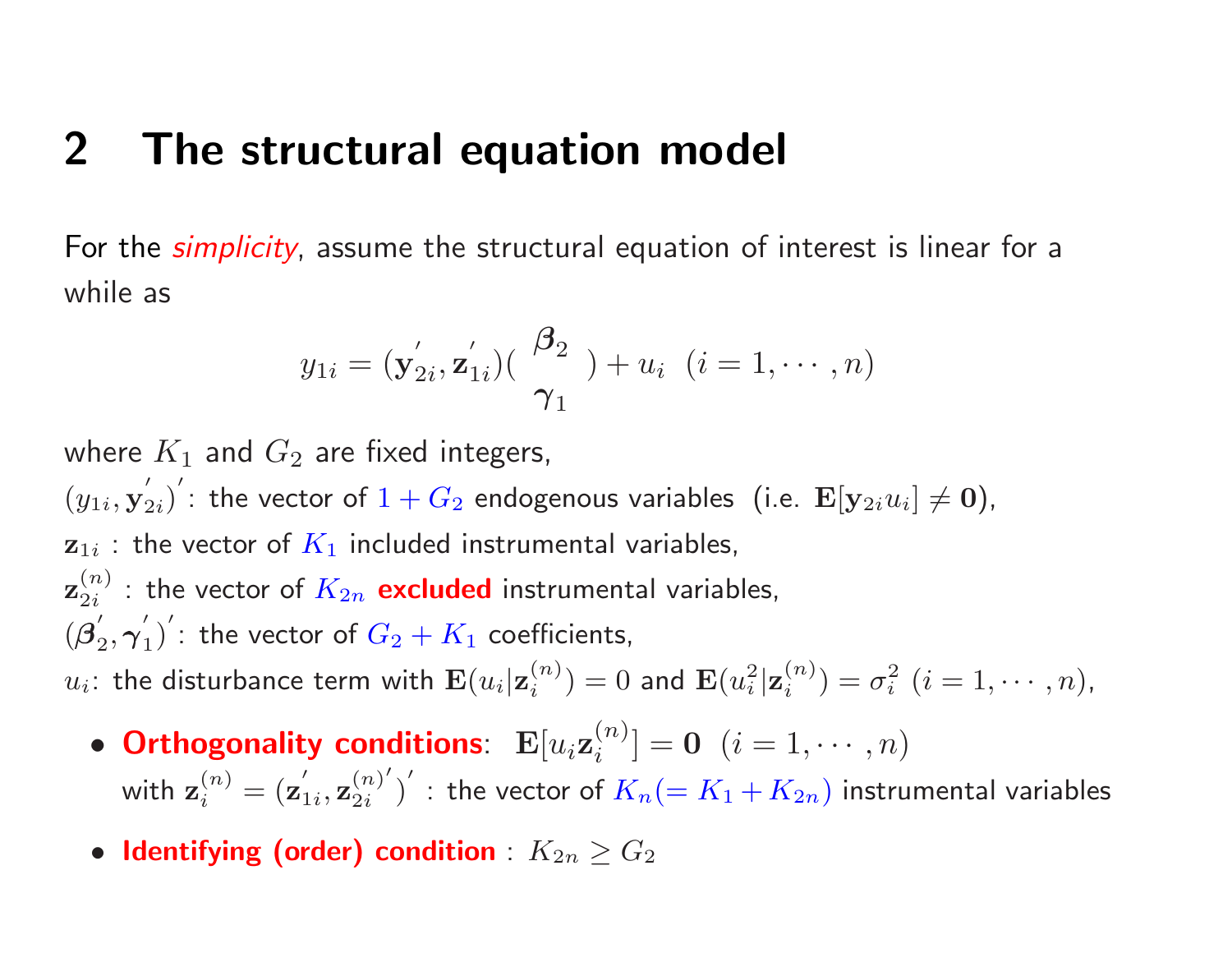## 2 The structural equation model

For the *simplicity*, assume the structural equation of interest is linear for a while as

$$y_{1i} = (\mathbf{y}_{2i}^{'}, \mathbf{z}_{1i}^{'}) \begin{pmatrix} \boldsymbol{\beta}_2 \\ \boldsymbol{\gamma}_1 \end{pmatrix} + u_i \;\; (i = 1, \cdots, n)$$

where $K_1$ and $G_2$ are fixed integers,

$(y_{1i}, \mathbf{y}_{2i}^{'})^{'}$: the vector of $1 + G_2$ endogenous variables (i.e. $\mathbf{E}[\mathbf{y}_{2i} u_i] \neq \mathbf{0}$),

$\mathbf{z}_{1i}$ : the vector of $K_1$ included instrumental variables,

$\mathbf{z}_{2i}^{(n)}$ : the vector of $K_{2n}$ **excluded** instrumental variables,

$(\boldsymbol{\beta}_2^{'}, \boldsymbol{\gamma}_1^{'})^{'}$: the vector of $G_2 + K_1$ coefficients,

$u_i$: the disturbance term with $\mathbf{E}(u_i | \mathbf{z}_i^{(n)}) = 0$ and $\mathbf{E}(u_i^2 | \mathbf{z}_i^{(n)}) = \sigma_i^2$ $(i = 1, \cdots, n)$,

- **Orthogonality conditions**: $\mathbf{E}[u_i \mathbf{z}_i^{(n)}] = \mathbf{0}$ $(i = 1, \cdots, n)$
  with $\mathbf{z}_i^{(n)} = (\mathbf{z}_{1i}^{'}, \mathbf{z}_{2i}^{(n)'})^{'}$ : the vector of $K_n (= K_1 + K_{2n})$ instrumental variables
- **Identifying (order) condition** : $K_{2n} \geq G_2$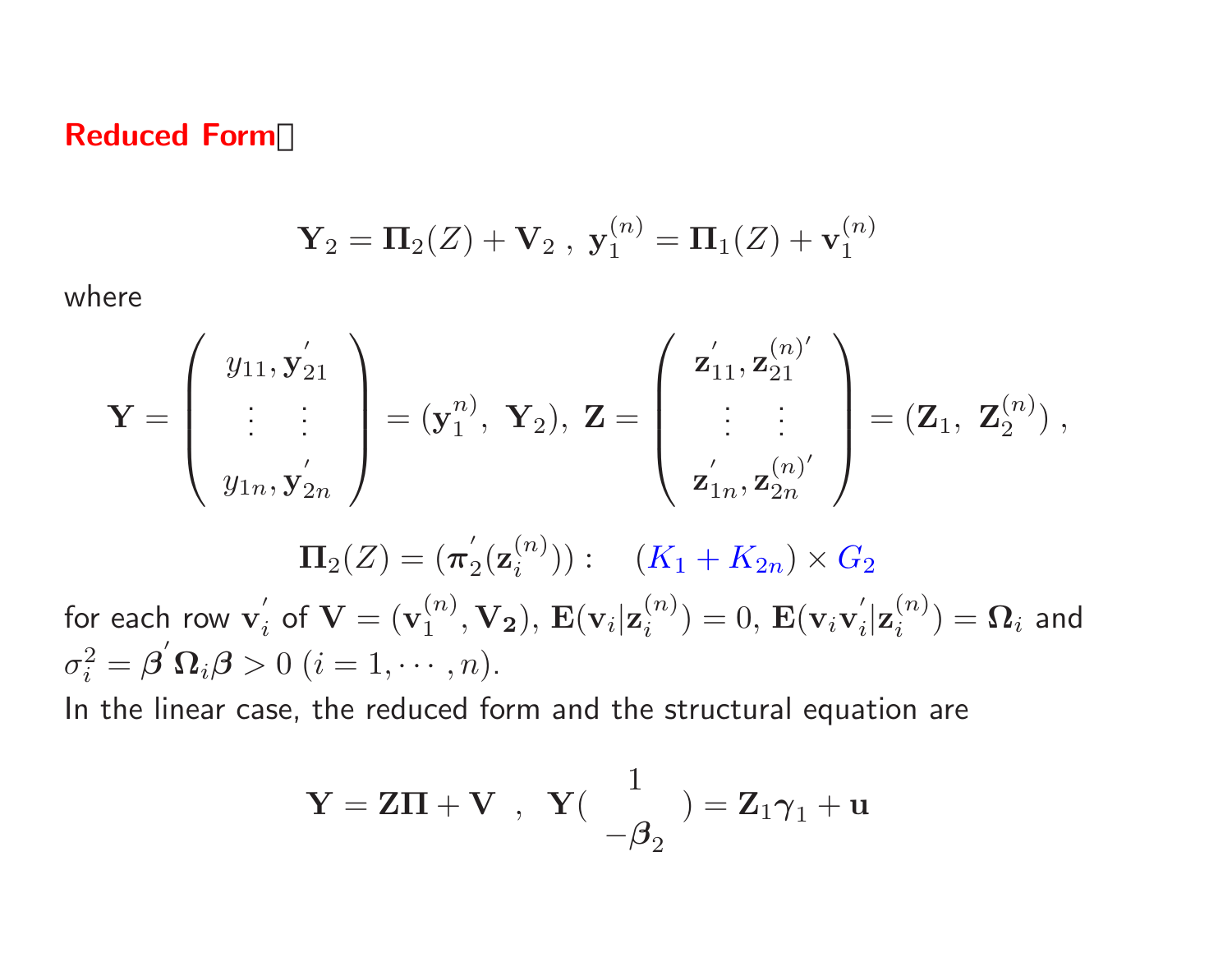**Reduced Form**

$$\mathbf{Y}_2 = \mathbf{\Pi}_2(Z) + \mathbf{V}_2 \ , \ \mathbf{y}_1^{(n)} = \mathbf{\Pi}_1(Z) + \mathbf{v}_1^{(n)}$$

where

$$\mathbf{Y} = \begin{pmatrix} y_{11}, \mathbf{y}_{21}^{'} \\ \vdots \quad \vdots \\ y_{1n}, \mathbf{y}_{2n}^{'} \end{pmatrix} = (\mathbf{y}_1^{n)}, \ \mathbf{Y}_2), \ \mathbf{Z} = \begin{pmatrix} \mathbf{z}_{11}^{'}, \mathbf{z}_{21}^{(n)'} \\ \vdots \quad \vdots \\ \mathbf{z}_{1n}^{'}, \mathbf{z}_{2n}^{(n)'} \end{pmatrix} = (\mathbf{Z}_1, \ \mathbf{Z}_2^{(n)}) \ ,$$

$$\mathbf{\Pi}_2(Z) = (\boldsymbol{\pi}_2^{'}(\mathbf{z}_i^{(n)})) : \quad (K_1 + K_{2n}) \times G_2$$

for each row $\mathbf{v}_i^{'}$ of $\mathbf{V} = (\mathbf{v}_1^{(n)}, \mathbf{V_2})$, $\mathbf{E}(\mathbf{v}_i | \mathbf{z}_i^{(n)}) = 0$, $\mathbf{E}(\mathbf{v}_i \mathbf{v}_i^{'} | \mathbf{z}_i^{(n)}) = \mathbf{\Omega}_i$ and $\sigma_i^2 = \boldsymbol{\beta}^{'} \mathbf{\Omega}_i \boldsymbol{\beta} > 0$ $(i = 1, \cdots, n)$.

In the linear case, the reduced form and the structural equation are

$$\mathbf{Y} = \mathbf{Z}\mathbf{\Pi} + \mathbf{V} \quad , \quad \mathbf{Y}\begin{pmatrix} 1 \\ -\boldsymbol{\beta}_2 \end{pmatrix} = \mathbf{Z}_1 \boldsymbol{\gamma}_1 + \mathbf{u}$$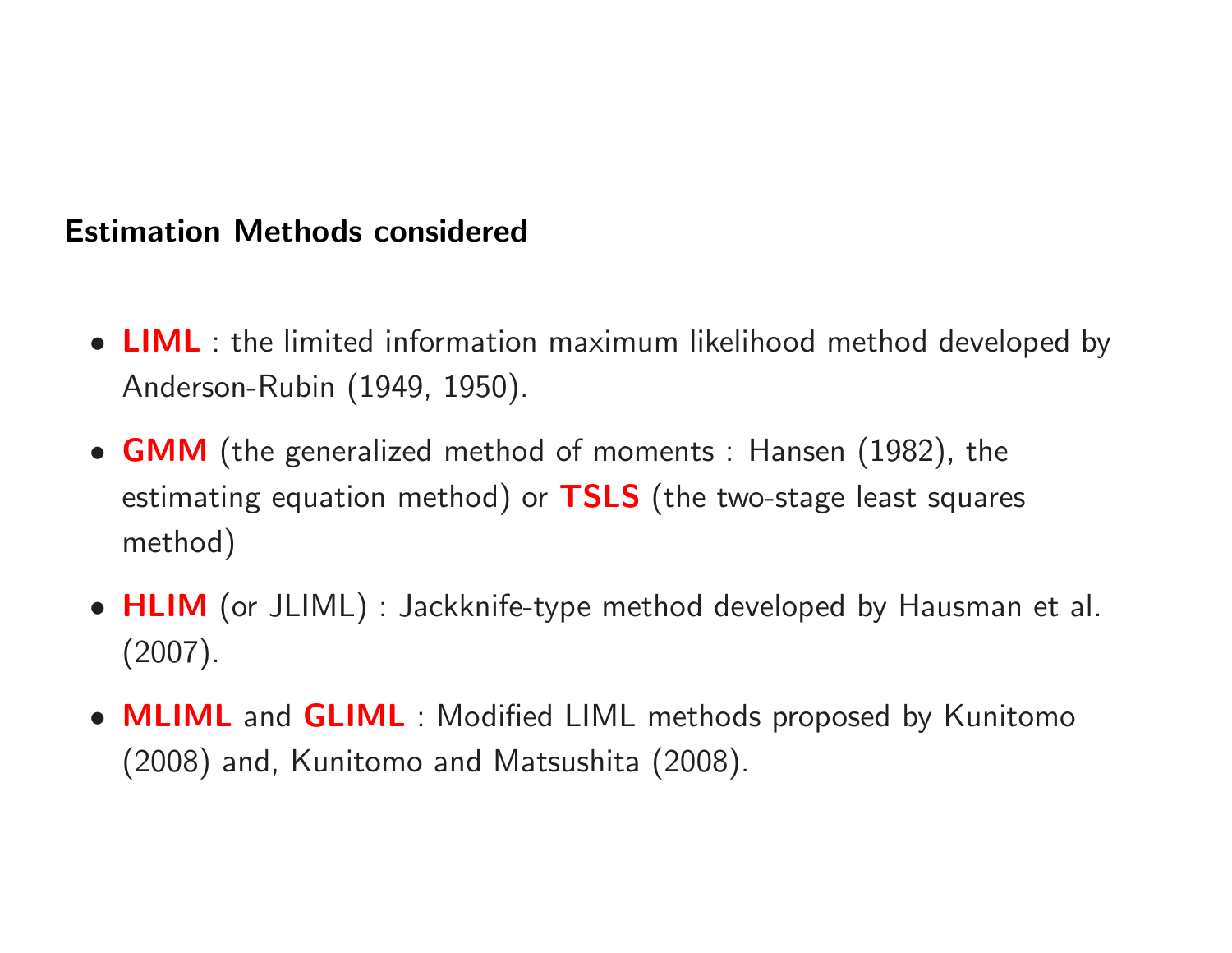**Estimation Methods considered**

- **LIML** : the limited information maximum likelihood method developed by Anderson-Rubin (1949, 1950).
- **GMM** (the generalized method of moments : Hansen (1982), the estimating equation method) or **TSLS** (the two-stage least squares method)
- **HLIM** (or JLIML) : Jackknife-type method developed by Hausman et al. (2007).
- **MLIML** and **GLIML** : Modified LIML methods proposed by Kunitomo (2008) and, Kunitomo and Matsushita (2008).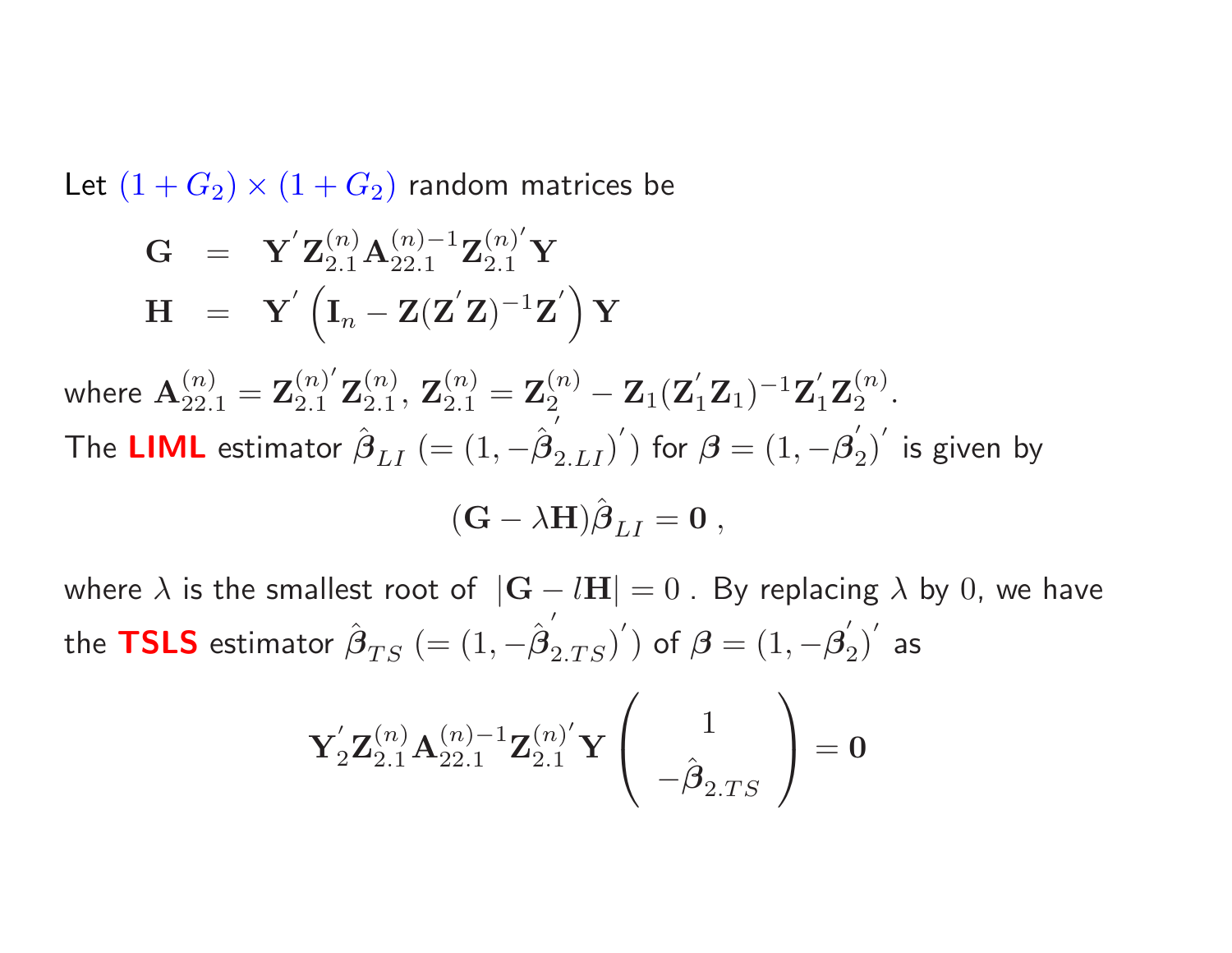Let $(1+G_2)\times(1+G_2)$ random matrices be

$$
\begin{aligned}
\mathbf{G} &= \mathbf{Y}^{'}\mathbf{Z}_{2.1}^{(n)}\mathbf{A}_{22.1}^{(n)-1}\mathbf{Z}_{2.1}^{(n)^{'}}\mathbf{Y} \\
\mathbf{H} &= \mathbf{Y}^{'}\left(\mathbf{I}_n - \mathbf{Z}(\mathbf{Z}^{'}\mathbf{Z})^{-1}\mathbf{Z}^{'}\right)\mathbf{Y}
\end{aligned}
$$

where $\mathbf{A}_{22.1}^{(n)} = \mathbf{Z}_{2.1}^{(n)^{'}}\mathbf{Z}_{2.1}^{(n)}$, $\mathbf{Z}_{2.1}^{(n)} = \mathbf{Z}_2^{(n)} - \mathbf{Z}_1(\mathbf{Z}_1^{'}\mathbf{Z}_1)^{-1}\mathbf{Z}_1^{'}\mathbf{Z}_2^{(n)}$.

The **LIML** estimator $\hat{\boldsymbol{\beta}}_{LI}$ $(=(1,-\hat{\boldsymbol{\beta}}_{2.LI}^{'})^{'})$ for $\boldsymbol{\beta} = (1,-\boldsymbol{\beta}_2^{'})^{'}$ is given by

$$
(\mathbf{G} - \lambda\mathbf{H})\hat{\boldsymbol{\beta}}_{LI} = \mathbf{0}\ ,
$$

where $\lambda$ is the smallest root of $|\mathbf{G} - l\mathbf{H}| = 0$ . By replacing $\lambda$ by $0$, we have the **TSLS** estimator $\hat{\boldsymbol{\beta}}_{TS}$ $(=(1,-\hat{\boldsymbol{\beta}}_{2.TS}^{'})^{'})$ of $\boldsymbol{\beta} = (1,-\boldsymbol{\beta}_2^{'})^{'}$ as

$$
\mathbf{Y}_2^{'}\mathbf{Z}_{2.1}^{(n)}\mathbf{A}_{22.1}^{(n)-1}\mathbf{Z}_{2.1}^{(n)^{'}}\mathbf{Y}\begin{pmatrix} 1 \\ -\hat{\boldsymbol{\beta}}_{2.TS} \end{pmatrix} = \mathbf{0}
$$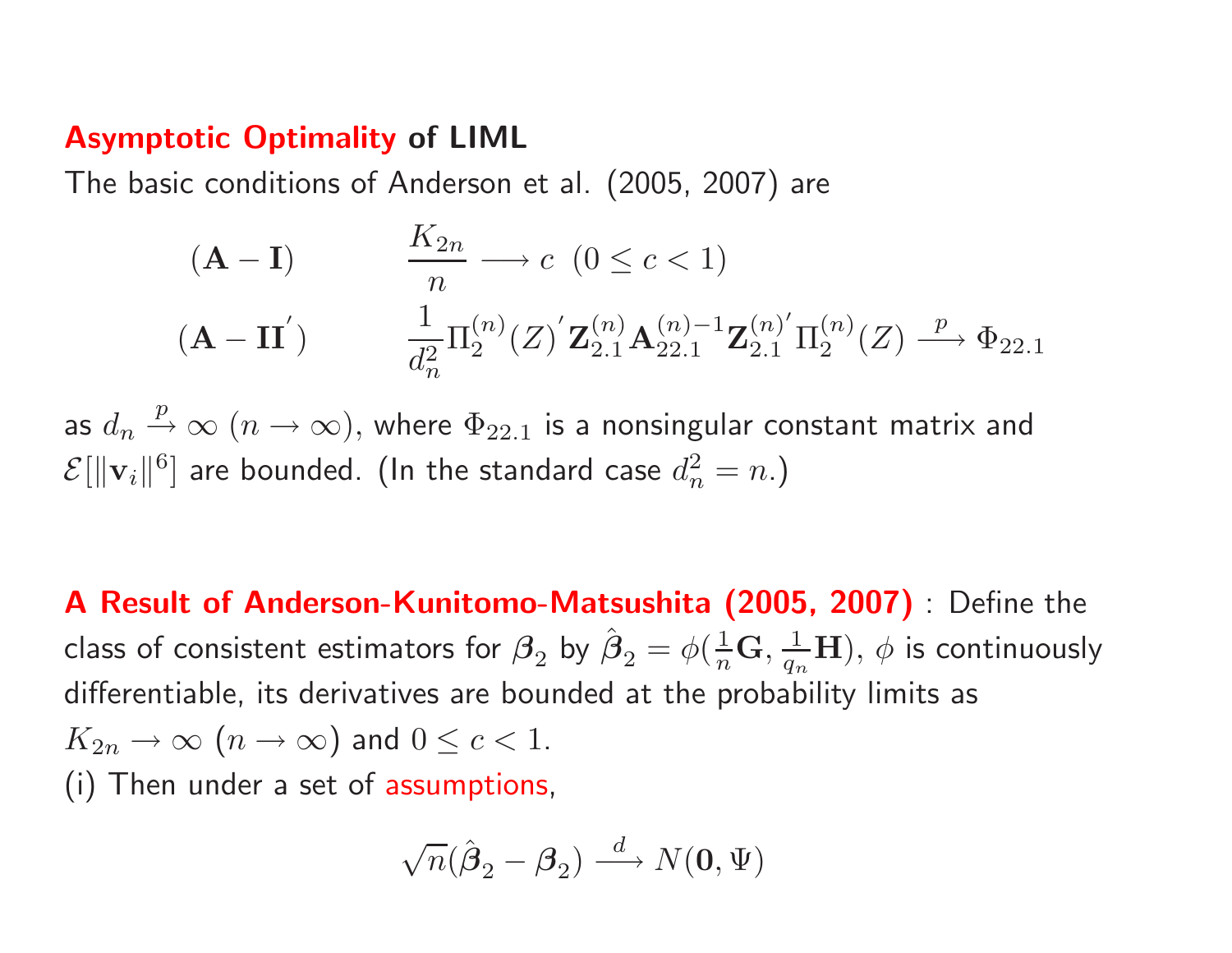## Asymptotic Optimality of LIML

The basic conditions of Anderson et al. (2005, 2007) are

$$(\mathbf{A}-\mathbf{I}) \qquad \frac{K_{2n}}{n} \longrightarrow c \;\; (0 \leq c < 1)$$

$$(\mathbf{A}-\mathbf{II}^{'}) \qquad \frac{1}{d_n^2} \Pi_2^{(n)}(Z)^{'} \mathbf{Z}_{2.1}^{(n)} \mathbf{A}_{22.1}^{(n)-1} \mathbf{Z}_{2.1}^{(n)'} \Pi_2^{(n)}(Z) \xrightarrow{p} \Phi_{22.1}$$

as $d_n \xrightarrow{p} \infty$ $(n \to \infty)$, where $\Phi_{22.1}$ is a nonsingular constant matrix and $\mathcal{E}[\|\mathbf{v}_i\|^6]$ are bounded. (In the standard case $d_n^2 = n$.)

**A Result of Anderson-Kunitomo-Matsushita (2005, 2007)** : Define the class of consistent estimators for $\boldsymbol{\beta}_2$ by $\hat{\boldsymbol{\beta}}_2 = \phi(\frac{1}{n}\mathbf{G}, \frac{1}{q_n}\mathbf{H})$, $\phi$ is continuously differentiable, its derivatives are bounded at the probability limits as $K_{2n} \to \infty$ $(n \to \infty)$ and $0 \leq c < 1$.

(i) Then under a set of assumptions,

$$\sqrt{n}(\hat{\boldsymbol{\beta}}_2 - \boldsymbol{\beta}_2) \xrightarrow{d} N(\mathbf{0}, \Psi)$$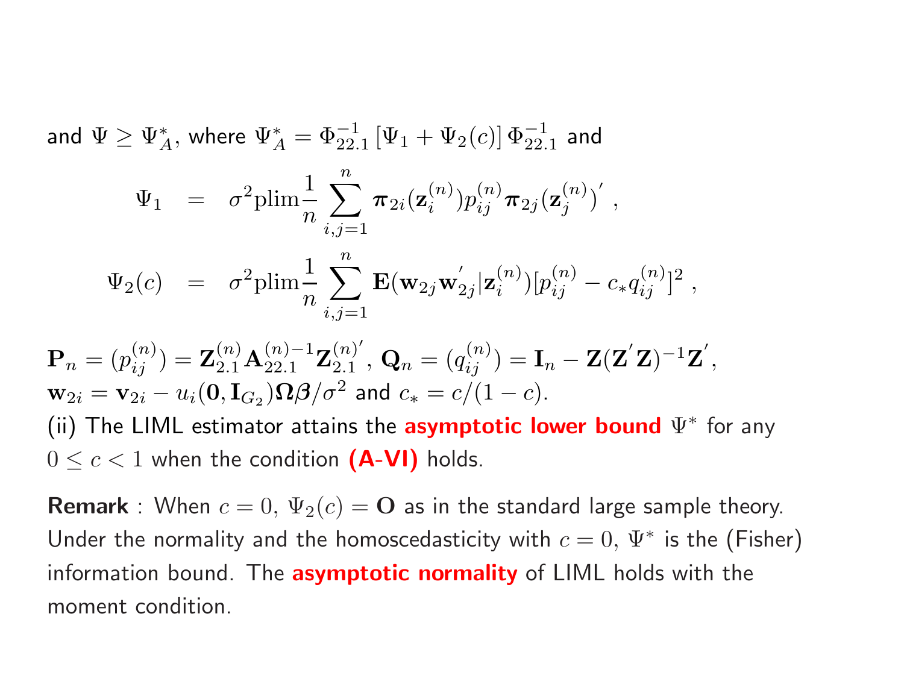and $\Psi \geq \Psi_A^*$, where $\Psi_A^* = \Phi_{22.1}^{-1}\left[\Psi_1 + \Psi_2(c)\right]\Phi_{22.1}^{-1}$ and

$$
\begin{aligned}
\Psi_1 &= \sigma^2 \text{plim} \frac{1}{n} \sum_{i,j=1}^{n} \boldsymbol{\pi}_{2i}(\mathbf{z}_i^{(n)}) p_{ij}^{(n)} \boldsymbol{\pi}_{2j}(\mathbf{z}_j^{(n)})^{'} , \\
\Psi_2(c) &= \sigma^2 \text{plim} \frac{1}{n} \sum_{i,j=1}^{n} \mathbf{E}(\mathbf{w}_{2j}\mathbf{w}_{2j}^{'} | \mathbf{z}_i^{(n)}) [p_{ij}^{(n)} - c_* q_{ij}^{(n)}]^2 ,
\end{aligned}
$$

$\mathbf{P}_n = (p_{ij}^{(n)}) = \mathbf{Z}_{2.1}^{(n)} \mathbf{A}_{22.1}^{(n)-1} \mathbf{Z}_{2.1}^{(n)'}$, $\mathbf{Q}_n = (q_{ij}^{(n)}) = \mathbf{I}_n - \mathbf{Z}(\mathbf{Z}^{'}\mathbf{Z})^{-1}\mathbf{Z}^{'}$,
$\mathbf{w}_{2i} = \mathbf{v}_{2i} - u_i(\mathbf{0}, \mathbf{I}_{G_2})\boldsymbol{\Omega}\boldsymbol{\beta}/\sigma^2$ and $c_* = c/(1-c)$.

(ii) The LIML estimator attains the **asymptotic lower bound** $\Psi^*$ for any $0 \leq c < 1$ when the condition **(A-VI)** holds.

**Remark** : When $c = 0$, $\Psi_2(c) = \mathbf{O}$ as in the standard large sample theory. Under the normality and the homoscedasticity with $c = 0$, $\Psi^*$ is the (Fisher) information bound. The **asymptotic normality** of LIML holds with the moment condition.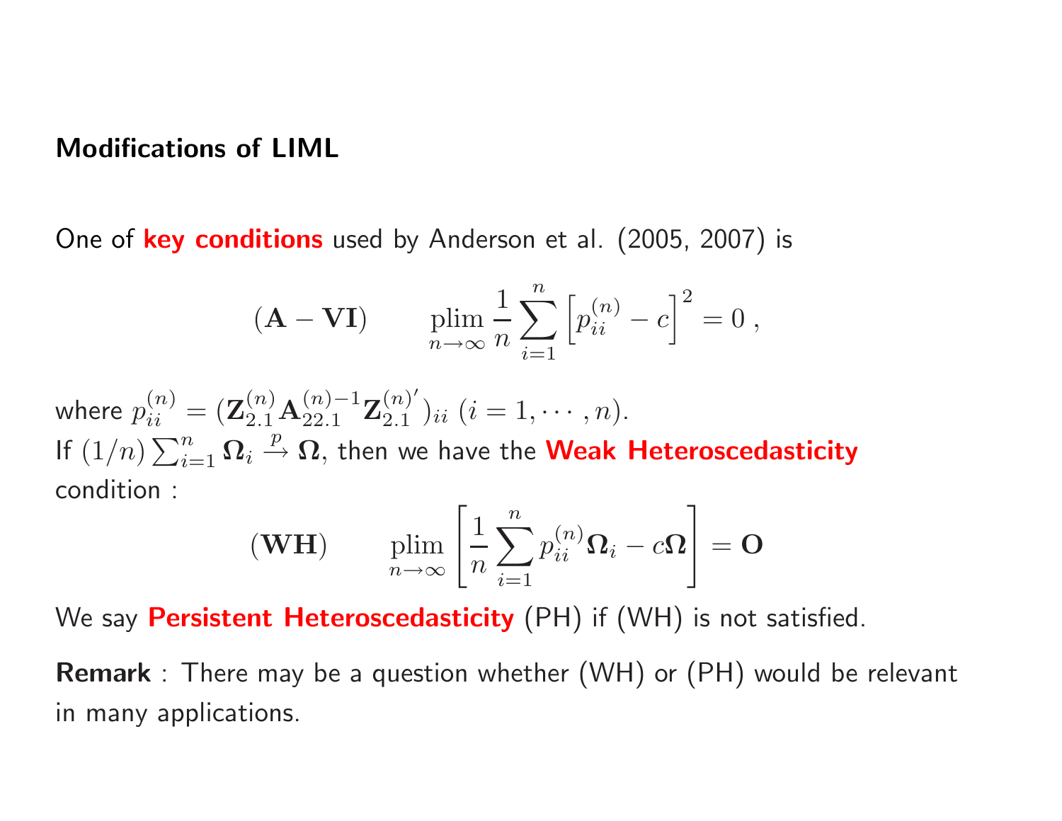## Modifications of LIML

One of **key conditions** used by Anderson et al. (2005, 2007) is

$$(\mathbf{A-VI}) \qquad \operatorname*{plim}_{n\to\infty} \frac{1}{n}\sum_{i=1}^{n}\left[p_{ii}^{(n)} - c\right]^2 = 0\ ,$$

where $p_{ii}^{(n)} = (\mathbf{Z}_{2.1}^{(n)}\mathbf{A}_{22.1}^{(n)-1}\mathbf{Z}_{2.1}^{(n)'})_{ii}$ $(i = 1, \cdots, n)$.
If $(1/n)\sum_{i=1}^{n}\mathbf{\Omega}_i \xrightarrow{p} \mathbf{\Omega}$, then we have the **Weak Heteroscedasticity** condition :

$$(\mathbf{WH}) \qquad \operatorname*{plim}_{n\to\infty}\left[\frac{1}{n}\sum_{i=1}^{n} p_{ii}^{(n)}\mathbf{\Omega}_i - c\mathbf{\Omega}\right] = \mathbf{O}$$

We say **Persistent Heteroscedasticity** (PH) if (WH) is not satisfied.

**Remark** : There may be a question whether (WH) or (PH) would be relevant in many applications.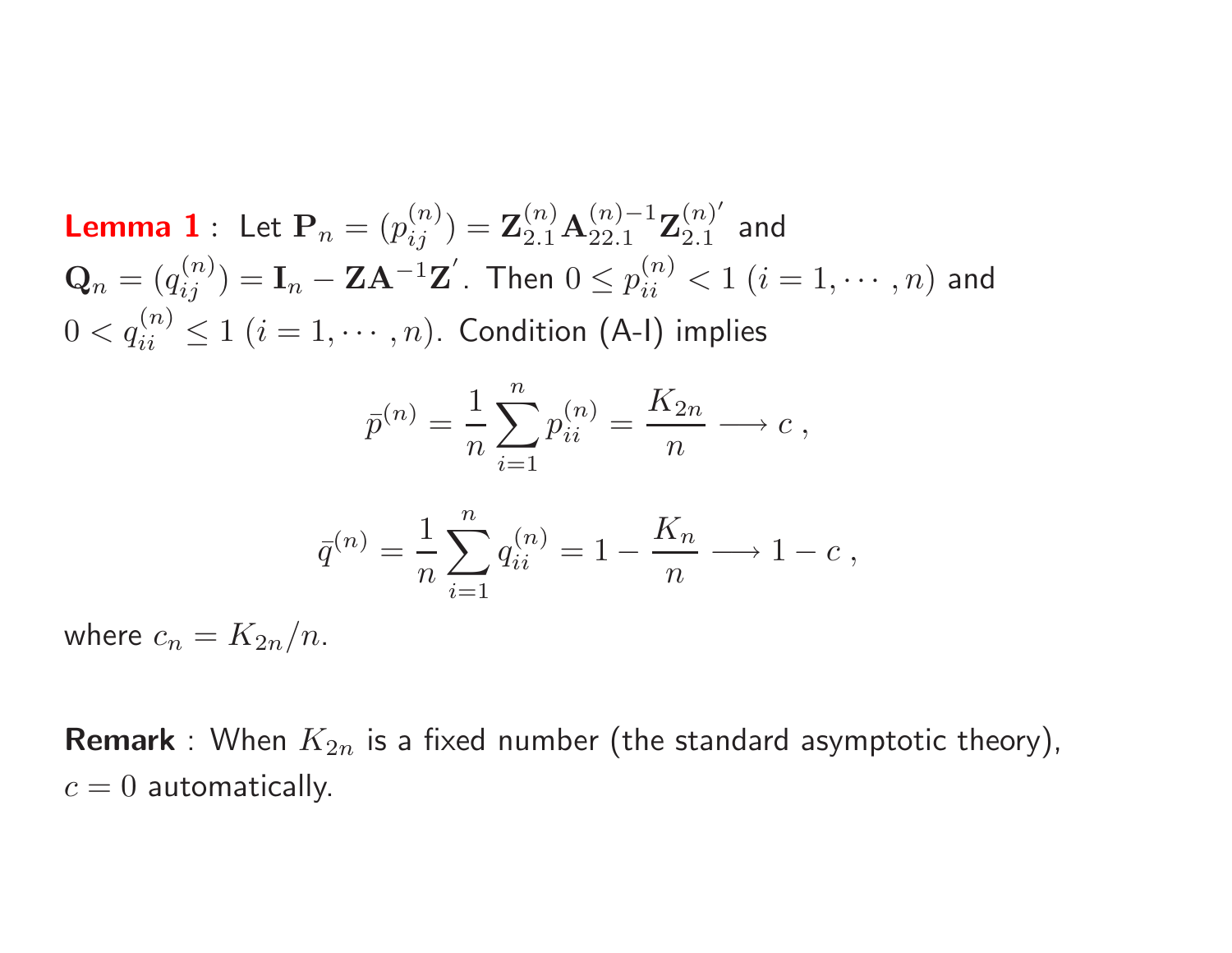**Lemma 1** : Let $\mathbf{P}_n = (p_{ij}^{(n)}) = \mathbf{Z}_{2.1}^{(n)} \mathbf{A}_{22.1}^{(n)-1} \mathbf{Z}_{2.1}^{(n)'}$ and $\mathbf{Q}_n = (q_{ij}^{(n)}) = \mathbf{I}_n - \mathbf{Z}\mathbf{A}^{-1}\mathbf{Z}^{'}$. Then $0 \leq p_{ii}^{(n)} < 1$ $(i = 1, \cdots, n)$ and $0 < q_{ii}^{(n)} \leq 1$ $(i = 1, \cdots, n)$. Condition (A-I) implies

$$
\bar{p}^{(n)} = \frac{1}{n} \sum_{i=1}^{n} p_{ii}^{(n)} = \frac{K_{2n}}{n} \longrightarrow c \, ,
$$

$$
\bar{q}^{(n)} = \frac{1}{n} \sum_{i=1}^{n} q_{ii}^{(n)} = 1 - \frac{K_n}{n} \longrightarrow 1 - c \, ,
$$

where $c_n = K_{2n}/n$.

**Remark** : When $K_{2n}$ is a fixed number (the standard asymptotic theory), $c = 0$ automatically.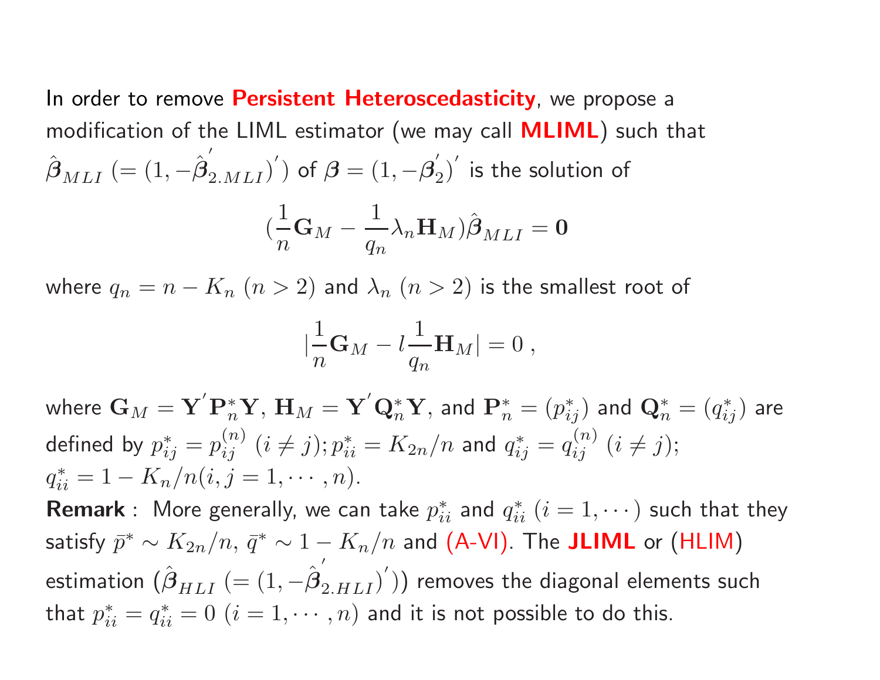In order to remove **Persistent Heteroscedasticity**, we propose a modification of the LIML estimator (we may call **MLIML**) such that $\hat{\boldsymbol{\beta}}_{MLI}$ $(= (1, -\hat{\boldsymbol{\beta}}_{2.MLI}^{'})^{'})$ of $\boldsymbol{\beta} = (1, -\boldsymbol{\beta}_2^{'})^{'}$ is the solution of

$$(\frac{1}{n}\mathbf{G}_M - \frac{1}{q_n}\lambda_n \mathbf{H}_M)\hat{\boldsymbol{\beta}}_{MLI} = \mathbf{0}$$

where $q_n = n - K_n$ $(n > 2)$ and $\lambda_n$ $(n > 2)$ is the smallest root of

$$|\frac{1}{n}\mathbf{G}_M - l\frac{1}{q_n}\mathbf{H}_M| = 0\ ,$$

where $\mathbf{G}_M = \mathbf{Y}^{'}\mathbf{P}_n^{*}\mathbf{Y}$, $\mathbf{H}_M = \mathbf{Y}^{'}\mathbf{Q}_n^{*}\mathbf{Y}$, and $\mathbf{P}_n^{*} = (p_{ij}^{*})$ and $\mathbf{Q}_n^{*} = (q_{ij}^{*})$ are defined by $p_{ij}^{*} = p_{ij}^{(n)}$ $(i \neq j)$; $p_{ii}^{*} = K_{2n}/n$ and $q_{ij}^{*} = q_{ij}^{(n)}$ $(i \neq j)$; $q_{ii}^{*} = 1 - K_n/n (i, j = 1, \cdots, n)$.

**Remark** : More generally, we can take $p_{ii}^{*}$ and $q_{ii}^{*}$ $(i = 1, \cdots)$ such that they satisfy $\bar{p}^{*} \sim K_{2n}/n$, $\bar{q}^{*} \sim 1 - K_n/n$ and (A-VI). The **JLIML** or (HLIM) estimation ($\hat{\boldsymbol{\beta}}_{HLI}$ $(= (1, -\hat{\boldsymbol{\beta}}_{2.HLI}^{'})^{'})$) removes the diagonal elements such that $p_{ii}^{*} = q_{ii}^{*} = 0$ $(i = 1, \cdots, n)$ and it is not possible to do this.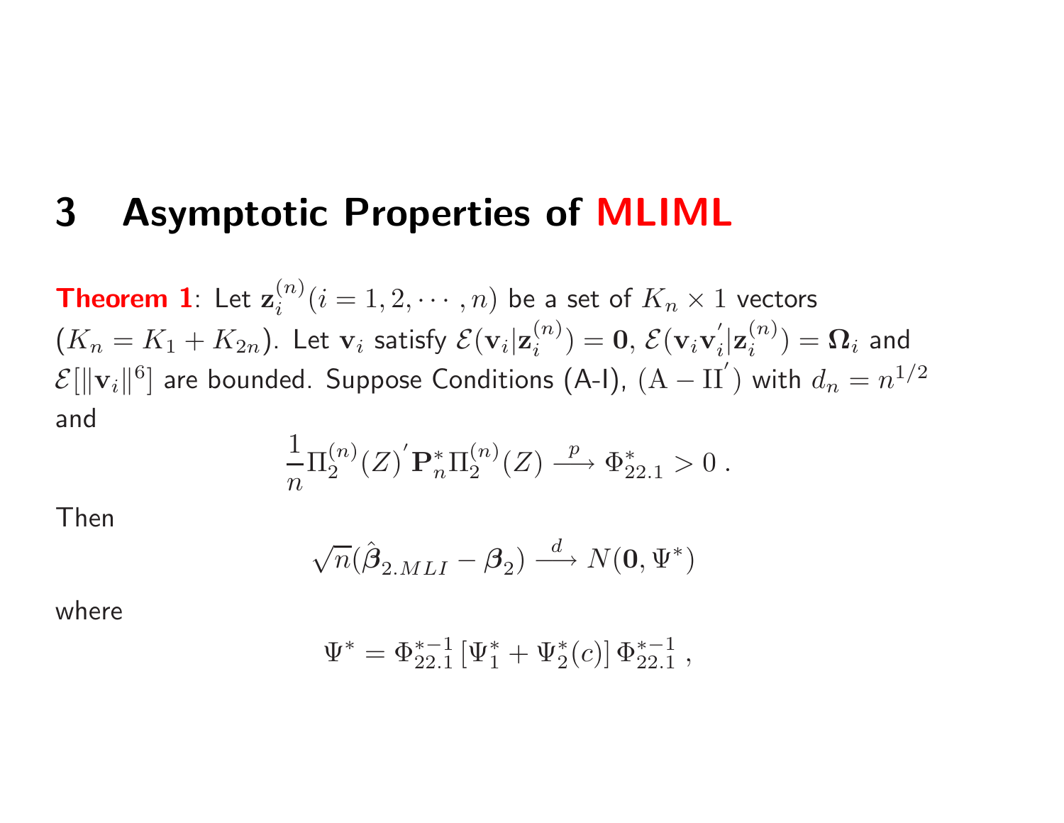# 3 Asymptotic Properties of MLIML

**Theorem 1**: Let $\mathbf{z}_i^{(n)} (i = 1, 2, \cdots, n)$ be a set of $K_n \times 1$ vectors ($K_n = K_1 + K_{2n}$). Let $\mathbf{v}_i$ satisfy $\mathcal{E}(\mathbf{v}_i|\mathbf{z}_i^{(n)}) = \mathbf{0}$, $\mathcal{E}(\mathbf{v}_i\mathbf{v}_i^{'}|\mathbf{z}_i^{(n)}) = \mathbf{\Omega}_i$ and $\mathcal{E}[\|\mathbf{v}_i\|^6]$ are bounded. Suppose Conditions (A-I), $(\mathrm{A-II}^{'})$ with $d_n = n^{1/2}$ and

$$\frac{1}{n}\Pi_2^{(n)}(Z)^{'}\mathbf{P}_n^*\Pi_2^{(n)}(Z) \xrightarrow{p} \Phi_{22.1}^* > 0 \; .$$

Then

$$\sqrt{n}(\hat{\boldsymbol{\beta}}_{2.MLI} - \boldsymbol{\beta}_2) \xrightarrow{d} N(\mathbf{0}, \Psi^*)$$

where

$$\Psi^* = \Phi_{22.1}^{*-1}\left[\Psi_1^* + \Psi_2^*(c)\right]\Phi_{22.1}^{*-1} \; ,$$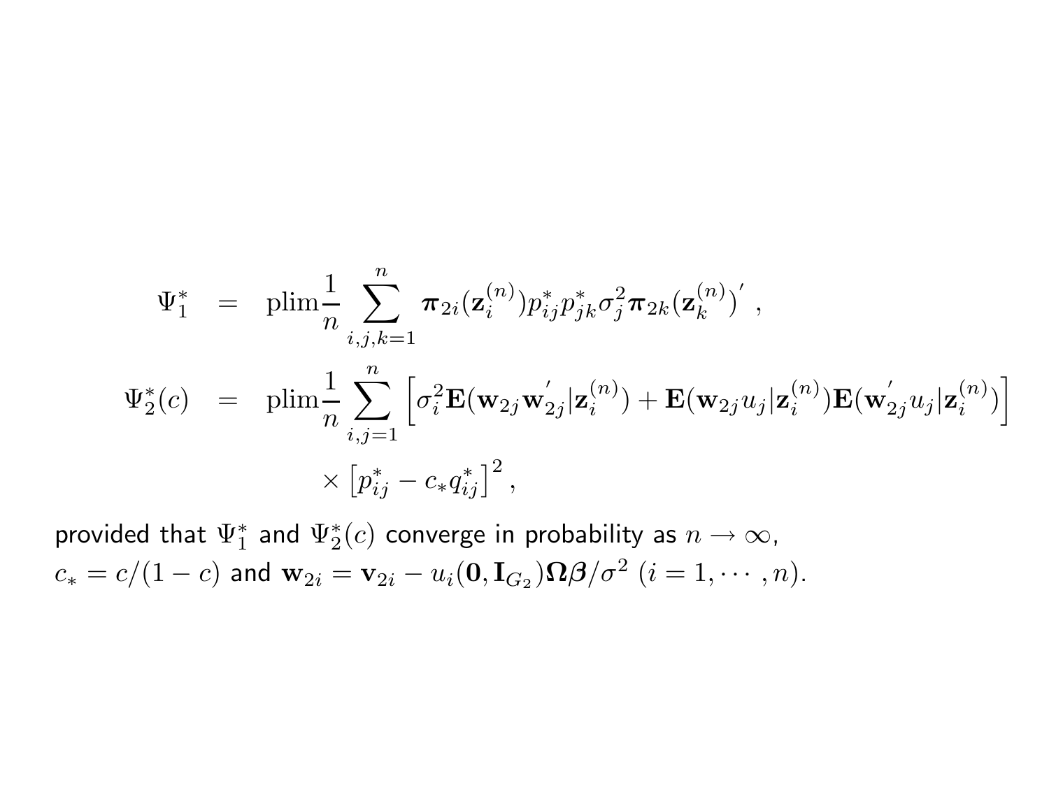$$
\begin{aligned}
\Psi_1^* &= \mathrm{plim} \frac{1}{n} \sum_{i,j,k=1}^{n} \boldsymbol{\pi}_{2i}(\mathbf{z}_i^{(n)}) p_{ij}^* p_{jk}^* \sigma_j^2 \boldsymbol{\pi}_{2k}(\mathbf{z}_k^{(n)})^{'} , \\
\Psi_2^*(c) &= \mathrm{plim} \frac{1}{n} \sum_{i,j=1}^{n} \left[ \sigma_i^2 \mathbf{E}(\mathbf{w}_{2j} \mathbf{w}_{2j}^{'} | \mathbf{z}_i^{(n)}) + \mathbf{E}(\mathbf{w}_{2j} u_j | \mathbf{z}_i^{(n)}) \mathbf{E}(\mathbf{w}_{2j}^{'} u_j | \mathbf{z}_i^{(n)}) \right] \\
&\qquad \times \left[ p_{ij}^* - c_* q_{ij}^* \right]^2 ,
\end{aligned}
$$

provided that $\Psi_1^*$ and $\Psi_2^*(c)$ converge in probability as $n \to \infty$, $c_* = c/(1-c)$ and $\mathbf{w}_{2i} = \mathbf{v}_{2i} - u_i(\mathbf{0}, \mathbf{I}_{G_2})\boldsymbol{\Omega}\boldsymbol{\beta}/\sigma^2$ $(i = 1, \cdots, n)$.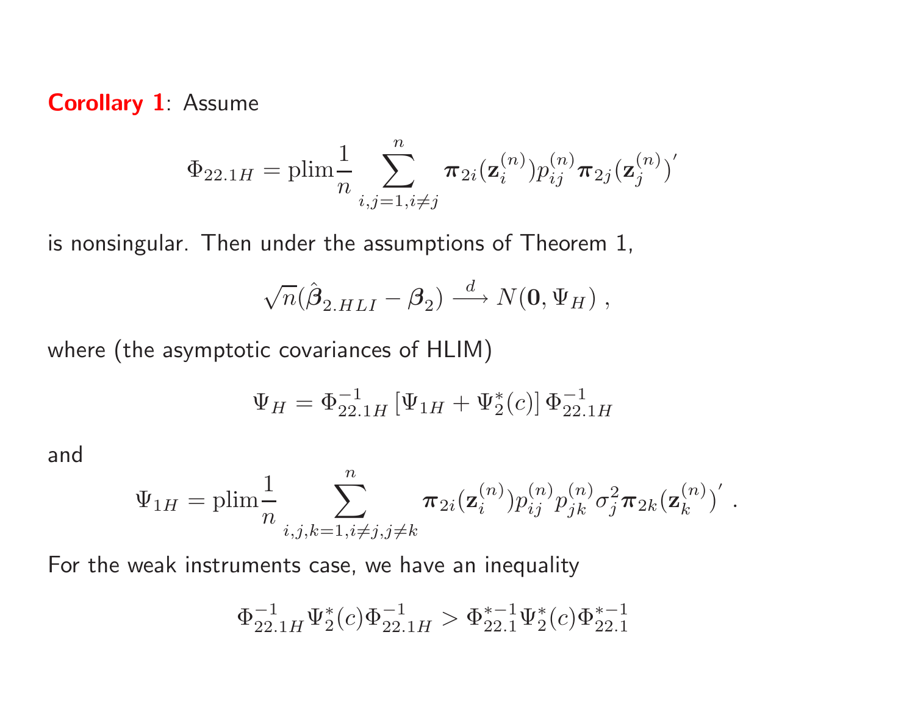**Corollary 1**: Assume

$$\Phi_{22.1H} = \text{plim}\frac{1}{n}\sum_{i,j=1, i\neq j}^{n} \boldsymbol{\pi}_{2i}(\mathbf{z}_i^{(n)}) p_{ij}^{(n)} \boldsymbol{\pi}_{2j}(\mathbf{z}_j^{(n)})'$$

is nonsingular. Then under the assumptions of Theorem 1,

$$\sqrt{n}(\hat{\boldsymbol{\beta}}_{2.HLI} - \boldsymbol{\beta}_2) \xrightarrow{d} N(\mathbf{0}, \Psi_H) \; ,$$

where (the asymptotic covariances of HLIM)

$$\Psi_H = \Phi_{22.1H}^{-1}\left[\Psi_{1H} + \Psi_2^*(c)\right]\Phi_{22.1H}^{-1}$$

and

$$\Psi_{1H} = \text{plim}\frac{1}{n}\sum_{i,j,k=1, i\neq j, j\neq k}^{n} \boldsymbol{\pi}_{2i}(\mathbf{z}_i^{(n)}) p_{ij}^{(n)} p_{jk}^{(n)} \sigma_j^2 \boldsymbol{\pi}_{2k}(\mathbf{z}_k^{(n)})' \; .$$

For the weak instruments case, we have an inequality

$$\Phi_{22.1H}^{-1}\Psi_2^*(c)\Phi_{22.1H}^{-1} > \Phi_{22.1}^{*-1}\Psi_2^*(c)\Phi_{22.1}^{*-1}$$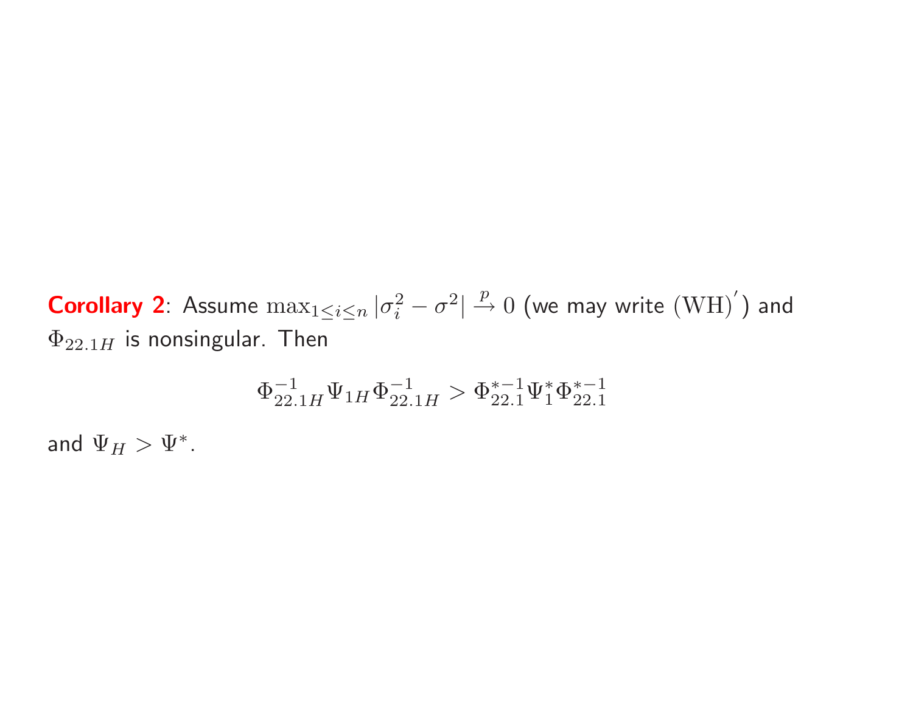**Corollary 2**: Assume $\max_{1\leq i\leq n}|\sigma_i^2-\sigma^2|\xrightarrow{p}0$ (we may write $(\mathrm{WH})'$) and $\Phi_{22.1H}$ is nonsingular. Then

$$\Phi_{22.1H}^{-1}\Psi_{1H}\Phi_{22.1H}^{-1}>\Phi_{22.1}^{*-1}\Psi_1^*\Phi_{22.1}^{*-1}$$

and $\Psi_H>\Psi^*$.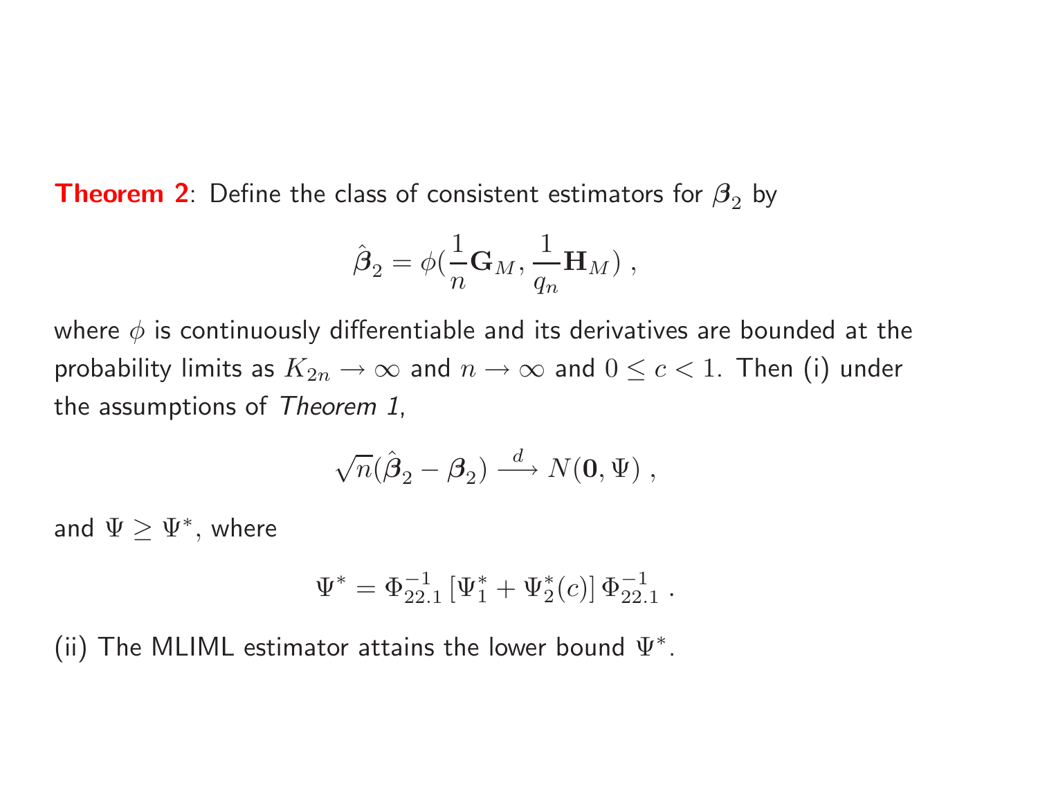**Theorem 2**: Define the class of consistent estimators for $\boldsymbol{\beta}_2$ by

$$\hat{\boldsymbol{\beta}}_2 = \phi(\frac{1}{n}\mathbf{G}_M, \frac{1}{q_n}\mathbf{H}_M) ,$$

where $\phi$ is continuously differentiable and its derivatives are bounded at the probability limits as $K_{2n} \to \infty$ and $n \to \infty$ and $0 \leq c < 1.$ Then (i) under the assumptions of *Theorem 1*,

$$\sqrt{n}(\hat{\boldsymbol{\beta}}_2 - \boldsymbol{\beta}_2) \xrightarrow{d} N(\mathbf{0}, \Psi) ,$$

and $\Psi \geq \Psi^*$, where

$$\Psi^* = \Phi_{22.1}^{-1} \left[ \Psi_1^* + \Psi_2^*(c) \right] \Phi_{22.1}^{-1} .$$

(ii) The MLIML estimator attains the lower bound $\Psi^*$.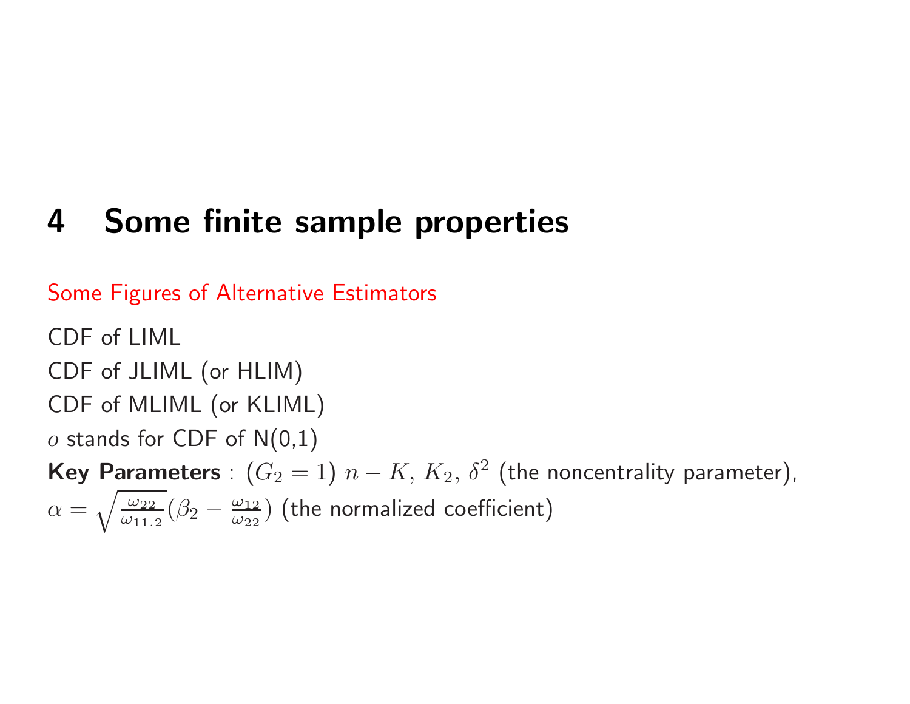# 4 Some finite sample properties

Some Figures of Alternative Estimators

CDF of LIML

CDF of JLIML (or HLIM)

CDF of MLIML (or KLIML)

$o$ stands for CDF of N(0,1)

**Key Parameters** : $(G_2 = 1)$ $n - K$, $K_2$, $\delta^2$ (the noncentrality parameter),
$\alpha = \sqrt{\frac{\omega_{22}}{\omega_{11.2}}}(\beta_2 - \frac{\omega_{12}}{\omega_{22}})$ (the normalized coefficient)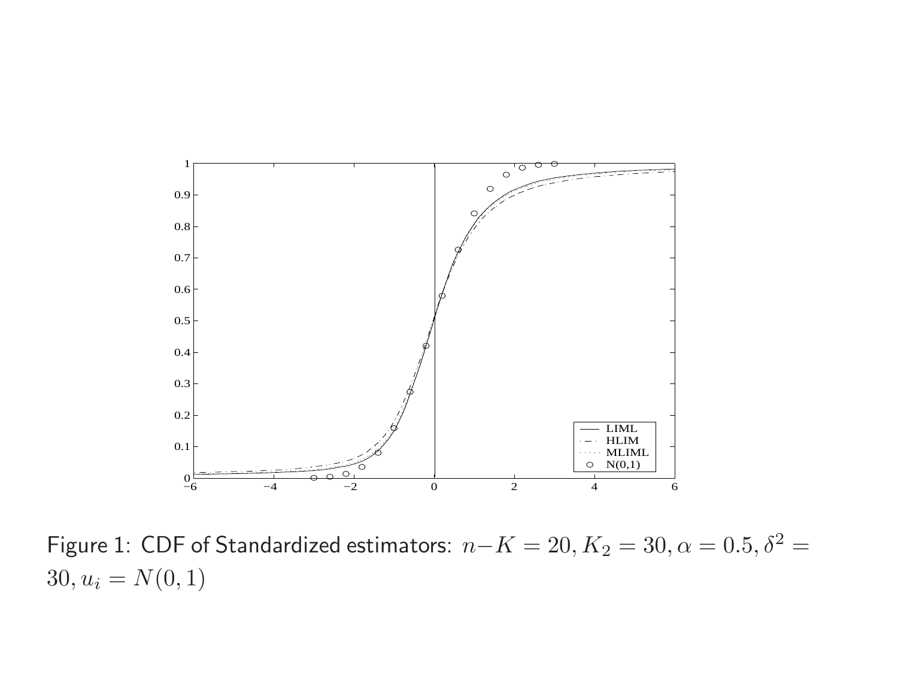Figure 1: CDF of Standardized estimators: $n-K = 20, K_2 = 30, \alpha = 0.5, \delta^2 = 30, u_i = N(0,1)$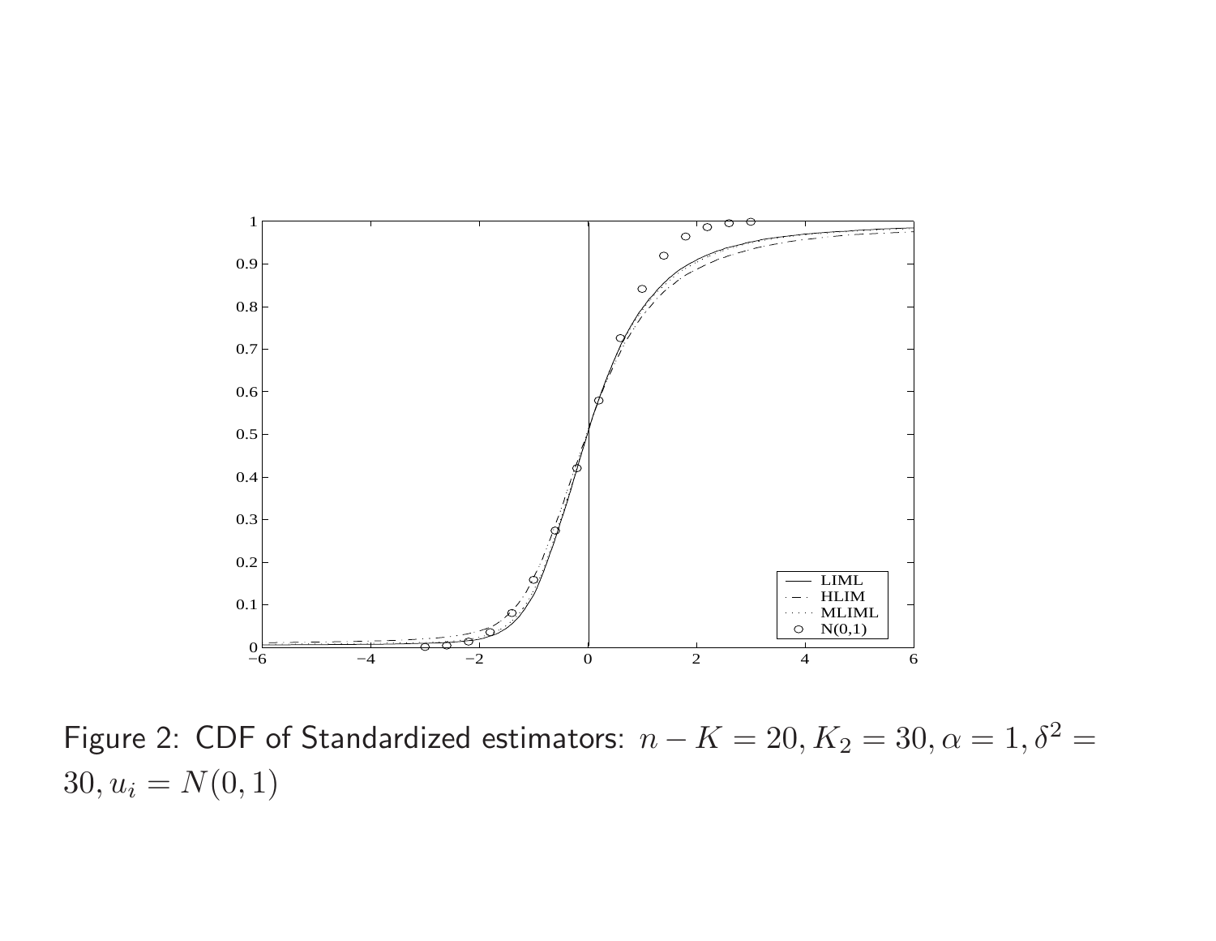Figure 2: CDF of Standardized estimators: $n-K=20, K_2=30, \alpha=1, \delta^2=30, u_i=N(0,1)$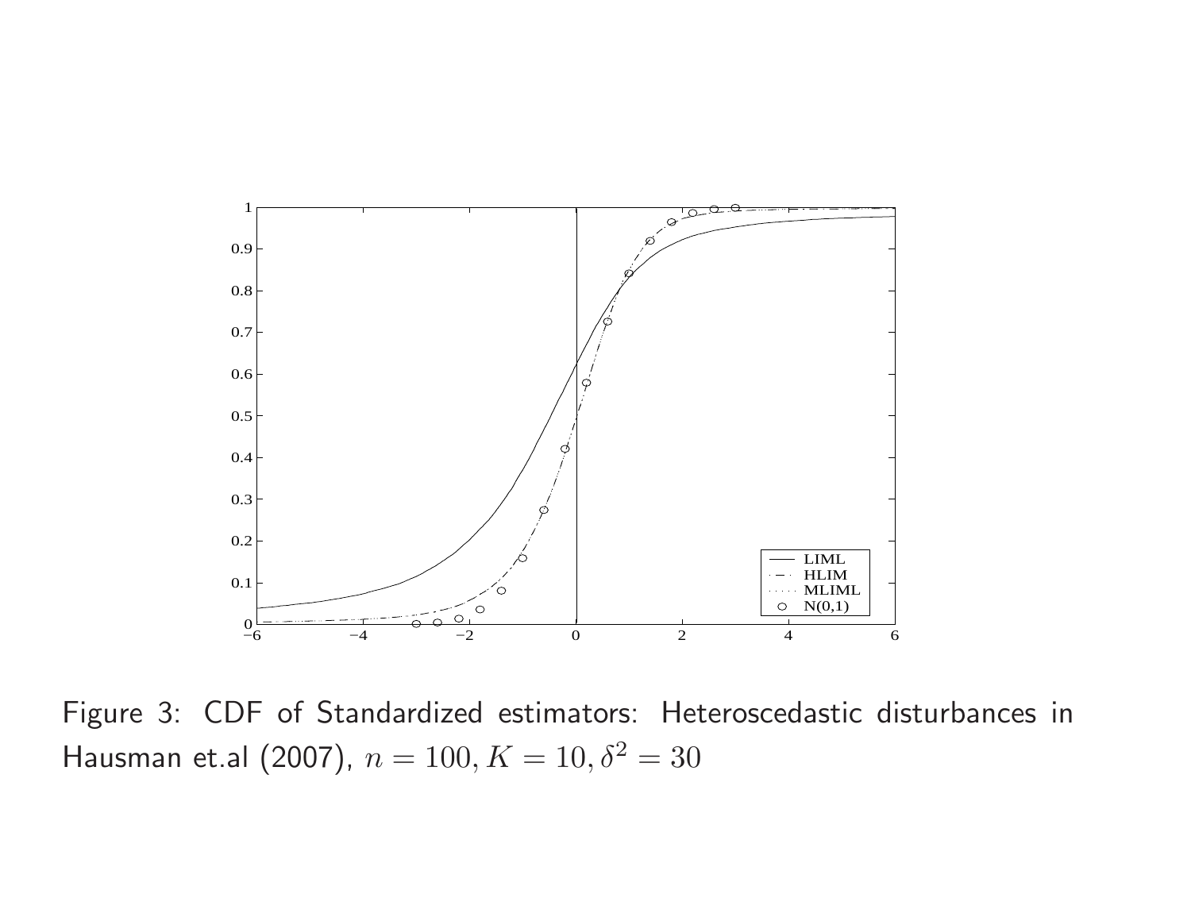Figure 3: CDF of Standardized estimators: Heteroscedastic disturbances in Hausman et.al (2007), $n = 100, K = 10, \delta^2 = 30$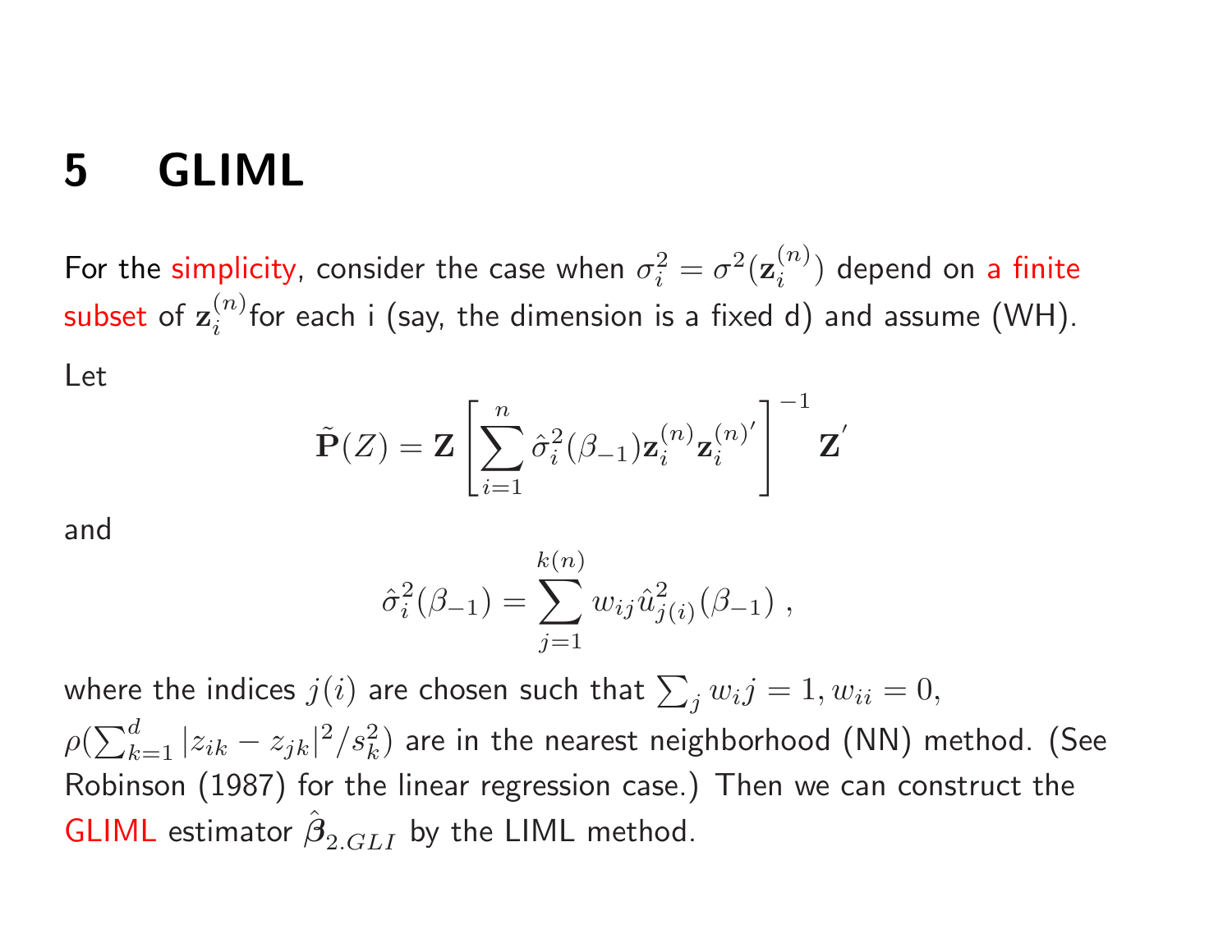# 5 GLIML

For the simplicity, consider the case when $\sigma_i^2 = \sigma^2(\mathbf{z}_i^{(n)})$ depend on a finite subset of $\mathbf{z}_i^{(n)}$for each i (say, the dimension is a fixed d) and assume (WH).

Let

$$
\tilde{\mathbf{P}}(Z) = \mathbf{Z} \left[ \sum_{i=1}^{n} \hat{\sigma}_i^2(\beta_{-1}) \mathbf{z}_i^{(n)} \mathbf{z}_i^{(n)'} \right]^{-1} \mathbf{Z}^{'}
$$

and

$$
\hat{\sigma}_i^2(\beta_{-1}) = \sum_{j=1}^{k(n)} w_{ij} \hat{u}_{j(i)}^2(\beta_{-1}) \ ,
$$

where the indices $j(i)$ are chosen such that $\sum_j w_i j = 1, w_{ii} = 0,$ $\rho(\sum_{k=1}^{d} |z_{ik} - z_{jk}|^2 / s_k^2)$ are in the nearest neighborhood (NN) method. (See Robinson (1987) for the linear regression case.) Then we can construct the GLIML estimator $\hat{\boldsymbol{\beta}}_{2.GLI}$ by the LIML method.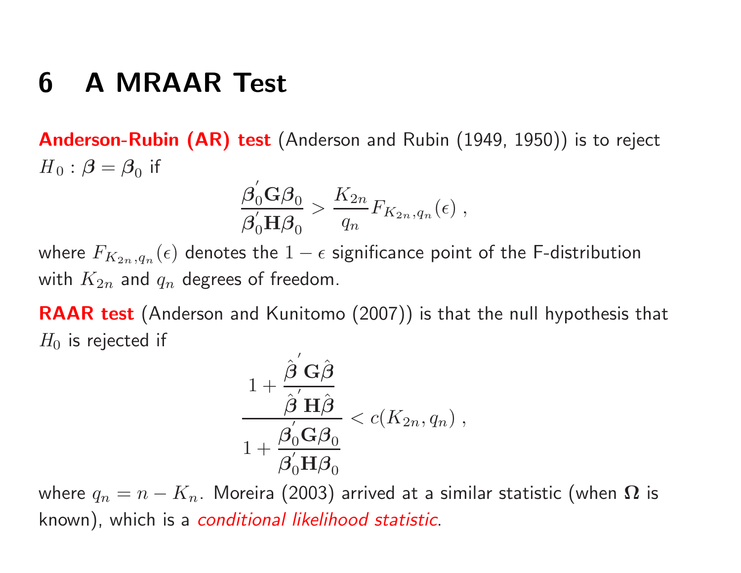# 6 A MRAAR Test

**Anderson-Rubin (AR) test** (Anderson and Rubin (1949, 1950)) is to reject $H_0 : \boldsymbol{\beta} = \boldsymbol{\beta}_0$ if

$$\frac{\boldsymbol{\beta}_0^{'}\mathbf{G}\boldsymbol{\beta}_0}{\boldsymbol{\beta}_0^{'}\mathbf{H}\boldsymbol{\beta}_0} > \frac{K_{2n}}{q_n} F_{K_{2n},q_n}(\epsilon) ,$$

where $F_{K_{2n},q_n}(\epsilon)$ denotes the $1-\epsilon$ significance point of the F-distribution with $K_{2n}$ and $q_n$ degrees of freedom.

**RAAR test** (Anderson and Kunitomo (2007)) is that the null hypothesis that $H_0$ is rejected if

$$\frac{1 + \dfrac{\hat{\boldsymbol{\beta}}^{'}\mathbf{G}\hat{\boldsymbol{\beta}}}{\hat{\boldsymbol{\beta}}^{'}\mathbf{H}\hat{\boldsymbol{\beta}}}}{1 + \dfrac{\boldsymbol{\beta}_0^{'}\mathbf{G}\boldsymbol{\beta}_0}{\boldsymbol{\beta}_0^{'}\mathbf{H}\boldsymbol{\beta}_0}} < c(K_{2n}, q_n) ,$$

where $q_n = n - K_n$. Moreira (2003) arrived at a similar statistic (when $\boldsymbol{\Omega}$ is known), which is a *conditional likelihood statistic*.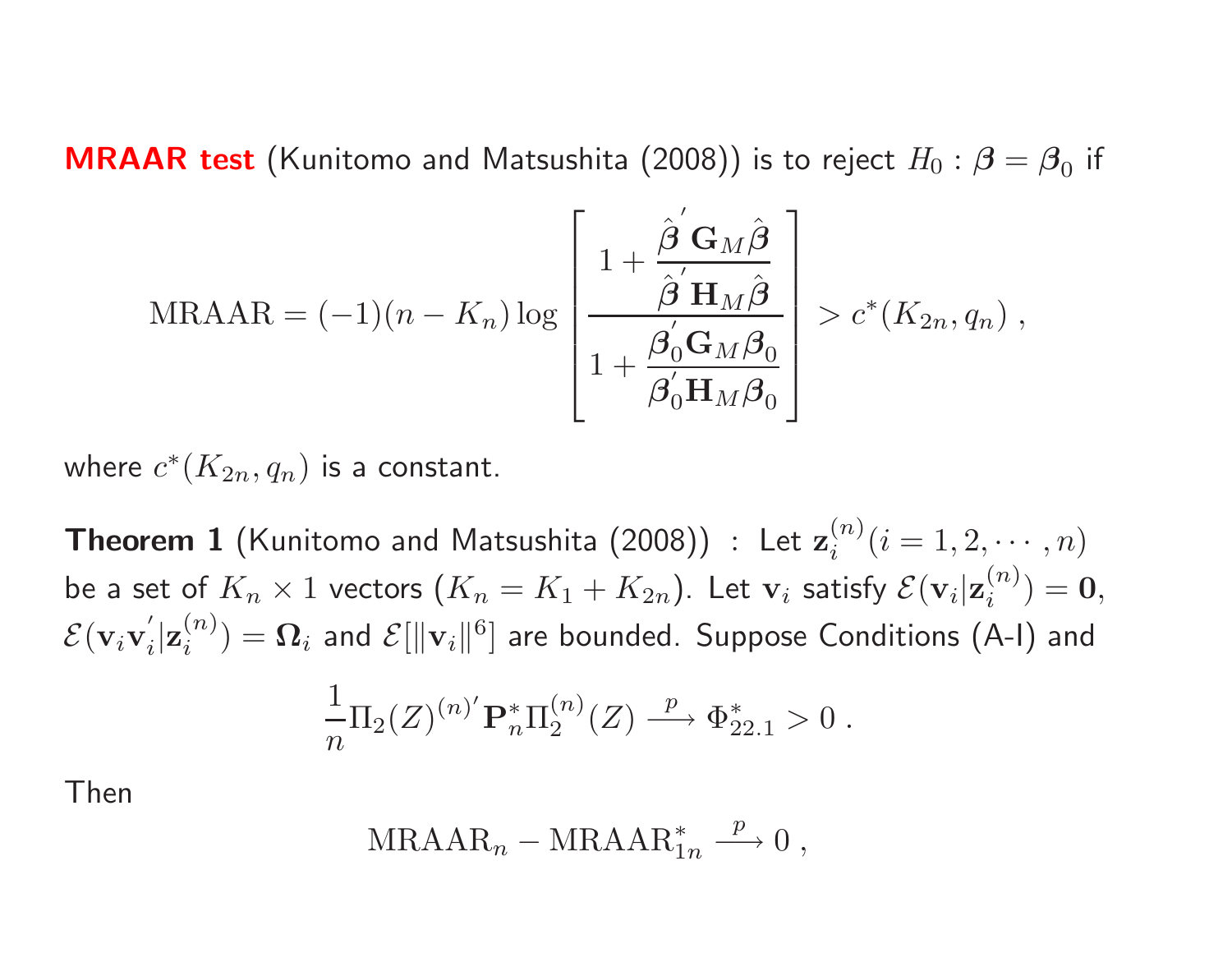**MRAAR test** (Kunitomo and Matsushita (2008)) is to reject $H_0 : \boldsymbol{\beta} = \boldsymbol{\beta}_0$ if

$$
\mathrm{MRAAR} = (-1)(n - K_n)\log\left[\frac{1 + \dfrac{\hat{\boldsymbol{\beta}}^{'}\mathbf{G}_M\hat{\boldsymbol{\beta}}}{\hat{\boldsymbol{\beta}}^{'}\mathbf{H}_M\hat{\boldsymbol{\beta}}}}{1 + \dfrac{\boldsymbol{\beta}_0^{'}\mathbf{G}_M\boldsymbol{\beta}_0}{\boldsymbol{\beta}_0^{'}\mathbf{H}_M\boldsymbol{\beta}_0}}\right] > c^*(K_{2n}, q_n) \ ,
$$

where $c^*(K_{2n}, q_n)$ is a constant.

**Theorem 1** (Kunitomo and Matsushita (2008)) : Let $\mathbf{z}_i^{(n)} (i = 1, 2, \cdots, n)$ be a set of $K_n \times 1$ vectors ($K_n = K_1 + K_{2n}$). Let $\mathbf{v}_i$ satisfy $\mathcal{E}(\mathbf{v}_i|\mathbf{z}_i^{(n)}) = \mathbf{0}$, $\mathcal{E}(\mathbf{v}_i\mathbf{v}_i^{'}|\mathbf{z}_i^{(n)}) = \boldsymbol{\Omega}_i$ and $\mathcal{E}[\|\mathbf{v}_i\|^6]$ are bounded. Suppose Conditions (A-I) and

$$
\frac{1}{n}\Pi_2(Z)^{(n)'}\mathbf{P}_n^*\Pi_2^{(n)}(Z) \xrightarrow{p} \Phi_{22.1}^* > 0 \ .
$$

Then

$$
\mathrm{MRAAR}_n - \mathrm{MRAAR}_{1n}^* \xrightarrow{p} 0 \ ,
$$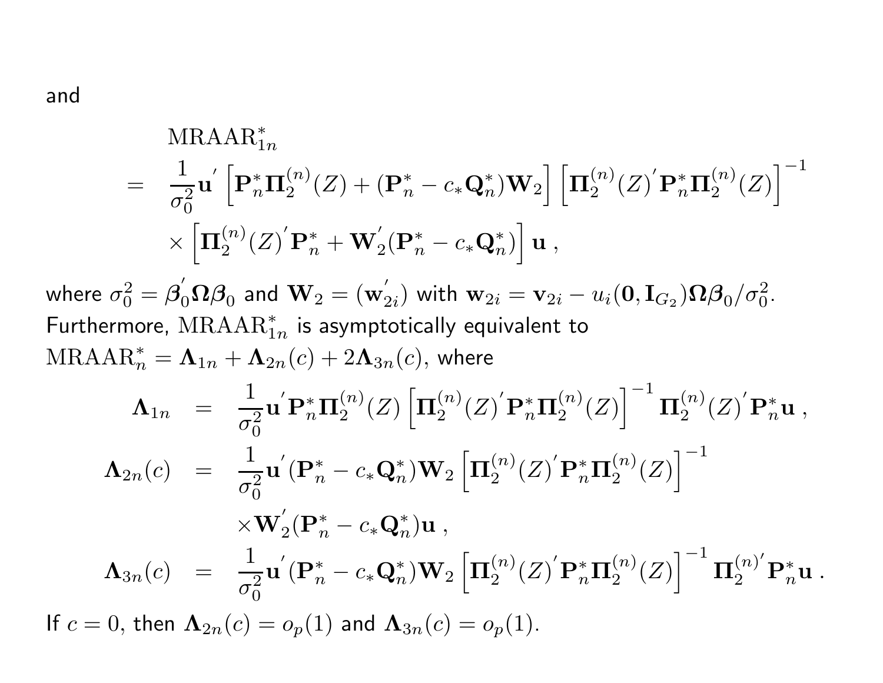and

$$
\begin{aligned}
& \mathrm{MRAAR}_{1n}^{*} \\
= \; & \frac{1}{\sigma_0^2}\mathbf{u}^{'}\left[\mathbf{P}_n^{*}\mathbf{\Pi}_2^{(n)}(Z)+(\mathbf{P}_n^{*}-c_{*}\mathbf{Q}_n^{*})\mathbf{W}_2\right]\left[\mathbf{\Pi}_2^{(n)}(Z)^{'}\mathbf{P}_n^{*}\mathbf{\Pi}_2^{(n)}(Z)\right]^{-1} \\
& \times\left[\mathbf{\Pi}_2^{(n)}(Z)^{'}\mathbf{P}_n^{*}+\mathbf{W}_2^{'}(\mathbf{P}_n^{*}-c_{*}\mathbf{Q}_n^{*})\right]\mathbf{u}\ ,
\end{aligned}
$$

where $\sigma_0^2=\boldsymbol{\beta}_0^{'}\mathbf{\Omega}\boldsymbol{\beta}_0$ and $\mathbf{W}_2=(\mathbf{w}_{2i}^{'})$ with $\mathbf{w}_{2i}=\mathbf{v}_{2i}-u_i(\mathbf{0},\mathbf{I}_{G_2})\mathbf{\Omega}\boldsymbol{\beta}_0/\sigma_0^2$. Furthermore, $\mathrm{MRAAR}_{1n}^{*}$ is asymptotically equivalent to $\mathrm{MRAAR}_{n}^{*}=\mathbf{\Lambda}_{1n}+\mathbf{\Lambda}_{2n}(c)+2\mathbf{\Lambda}_{3n}(c)$, where

$$
\begin{aligned}
\mathbf{\Lambda}_{1n} &= \frac{1}{\sigma_0^2}\mathbf{u}^{'}\mathbf{P}_n^{*}\mathbf{\Pi}_2^{(n)}(Z)\left[\mathbf{\Pi}_2^{(n)}(Z)^{'}\mathbf{P}_n^{*}\mathbf{\Pi}_2^{(n)}(Z)\right]^{-1}\mathbf{\Pi}_2^{(n)}(Z)^{'}\mathbf{P}_n^{*}\mathbf{u}\ , \\
\mathbf{\Lambda}_{2n}(c) &= \frac{1}{\sigma_0^2}\mathbf{u}^{'}(\mathbf{P}_n^{*}-c_{*}\mathbf{Q}_n^{*})\mathbf{W}_2\left[\mathbf{\Pi}_2^{(n)}(Z)^{'}\mathbf{P}_n^{*}\mathbf{\Pi}_2^{(n)}(Z)\right]^{-1} \\
&\quad \times\mathbf{W}_2^{'}(\mathbf{P}_n^{*}-c_{*}\mathbf{Q}_n^{*})\mathbf{u}\ , \\
\mathbf{\Lambda}_{3n}(c) &= \frac{1}{\sigma_0^2}\mathbf{u}^{'}(\mathbf{P}_n^{*}-c_{*}\mathbf{Q}_n^{*})\mathbf{W}_2\left[\mathbf{\Pi}_2^{(n)}(Z)^{'}\mathbf{P}_n^{*}\mathbf{\Pi}_2^{(n)}(Z)\right]^{-1}\mathbf{\Pi}_2^{(n)'}\mathbf{P}_n^{*}\mathbf{u}\ .
\end{aligned}
$$

If $c=0$, then $\mathbf{\Lambda}_{2n}(c)=o_p(1)$ and $\mathbf{\Lambda}_{3n}(c)=o_p(1)$.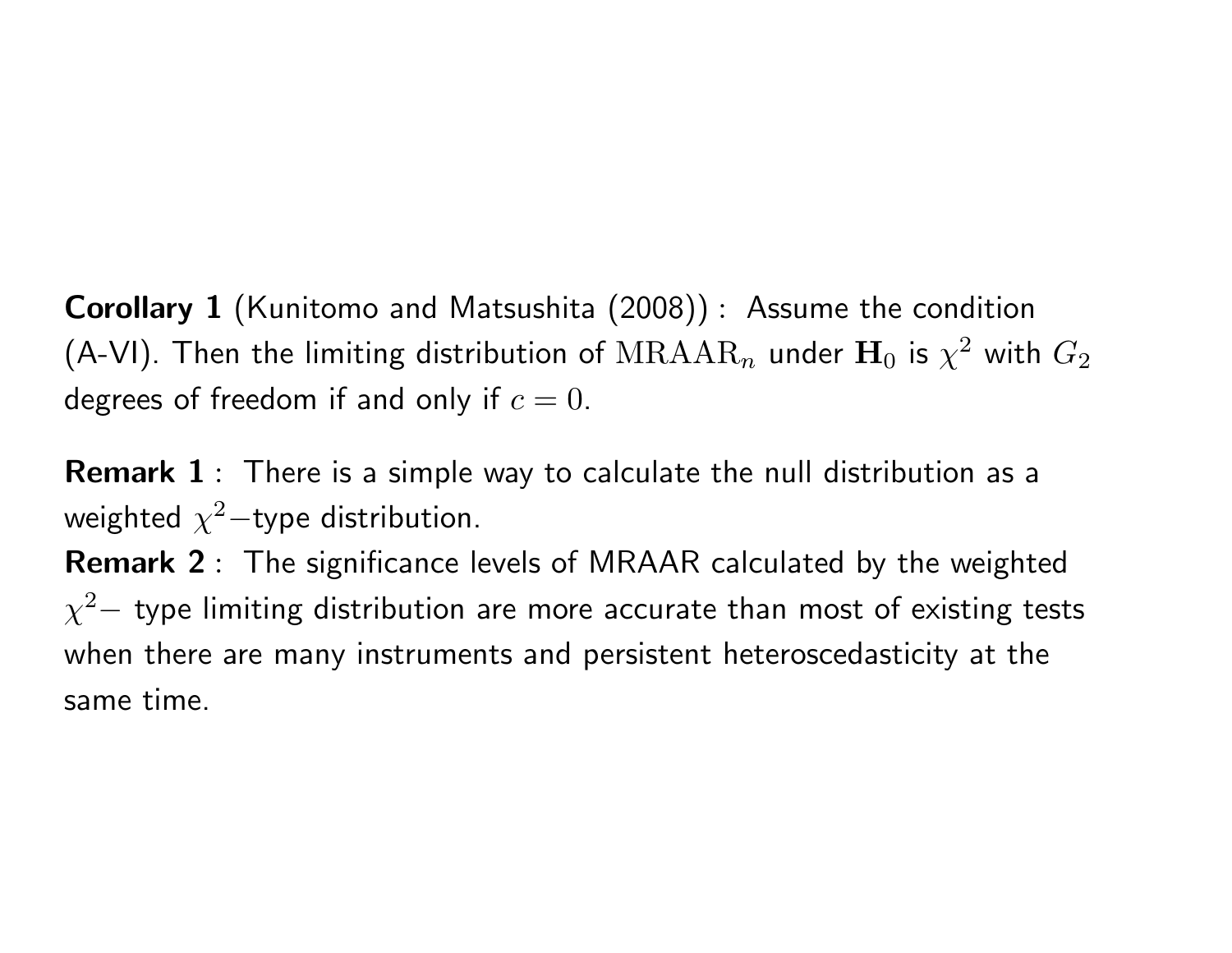**Corollary 1** (Kunitomo and Matsushita (2008)) : Assume the condition (A-VI). Then the limiting distribution of $\mathrm{MRAAR}_n$ under $\mathbf{H}_0$ is $\chi^2$ with $G_2$ degrees of freedom if and only if $c = 0$.

**Remark 1** : There is a simple way to calculate the null distribution as a weighted $\chi^2-$type distribution.

**Remark 2** : The significance levels of MRAAR calculated by the weighted $\chi^2-$ type limiting distribution are more accurate than most of existing tests when there are many instruments and persistent heteroscedasticity at the same time.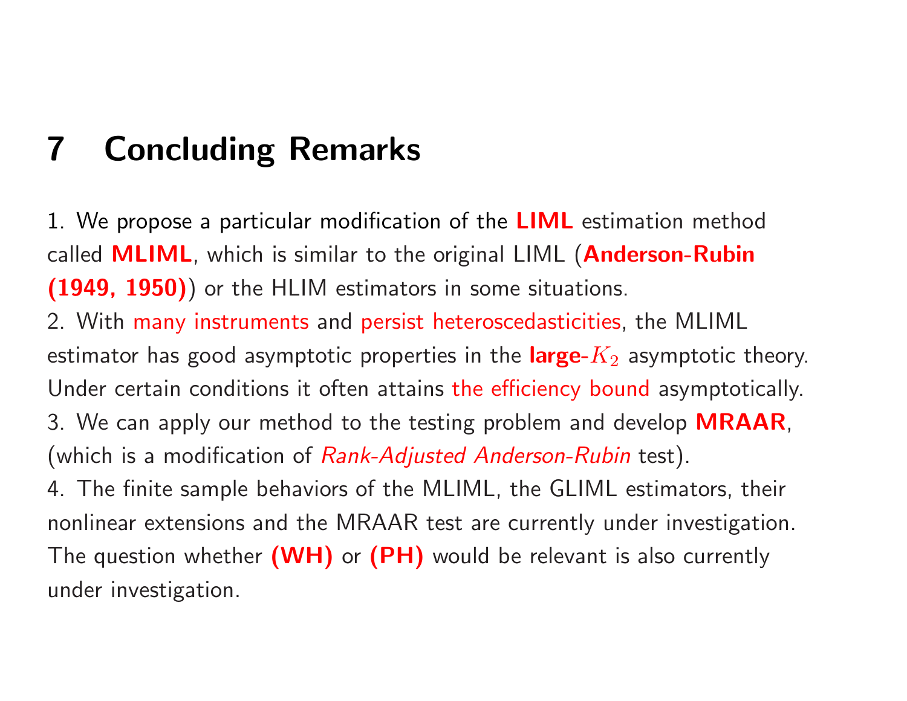# 7 Concluding Remarks

1. We propose a particular modification of the **LIML** estimation method called **MLIML**, which is similar to the original LIML (**Anderson-Rubin (1949, 1950)**) or the HLIM estimators in some situations.
2. With many instruments and persist heteroscedasticities, the MLIML estimator has good asymptotic properties in the **large-**$K_2$ asymptotic theory. Under certain conditions it often attains the efficiency bound asymptotically.
3. We can apply our method to the testing problem and develop **MRAAR**, (which is a modification of *Rank-Adjusted Anderson-Rubin* test).
4. The finite sample behaviors of the MLIML, the GLIML estimators, their nonlinear extensions and the MRAAR test are currently under investigation. The question whether **(WH)** or **(PH)** would be relevant is also currently under investigation.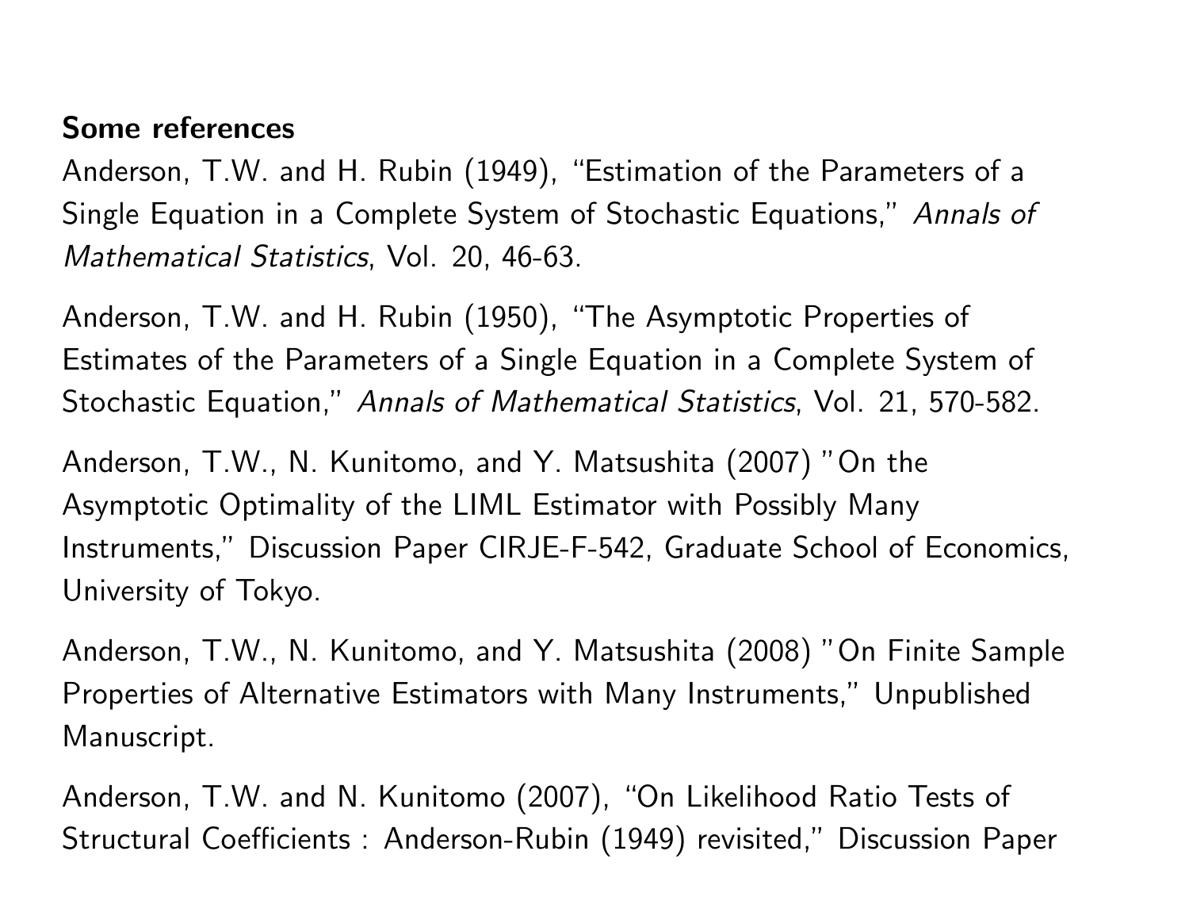**Some references**

Anderson, T.W. and H. Rubin (1949), "Estimation of the Parameters of a Single Equation in a Complete System of Stochastic Equations," *Annals of Mathematical Statistics*, Vol. 20, 46-63.

Anderson, T.W. and H. Rubin (1950), "The Asymptotic Properties of Estimates of the Parameters of a Single Equation in a Complete System of Stochastic Equation," *Annals of Mathematical Statistics*, Vol. 21, 570-582.

Anderson, T.W., N. Kunitomo, and Y. Matsushita (2007) "On the Asymptotic Optimality of the LIML Estimator with Possibly Many Instruments," Discussion Paper CIRJE-F-542, Graduate School of Economics, University of Tokyo.

Anderson, T.W., N. Kunitomo, and Y. Matsushita (2008) "On Finite Sample Properties of Alternative Estimators with Many Instruments," Unpublished Manuscript.

Anderson, T.W. and N. Kunitomo (2007), "On Likelihood Ratio Tests of Structural Coefficients : Anderson-Rubin (1949) revisited," Discussion Paper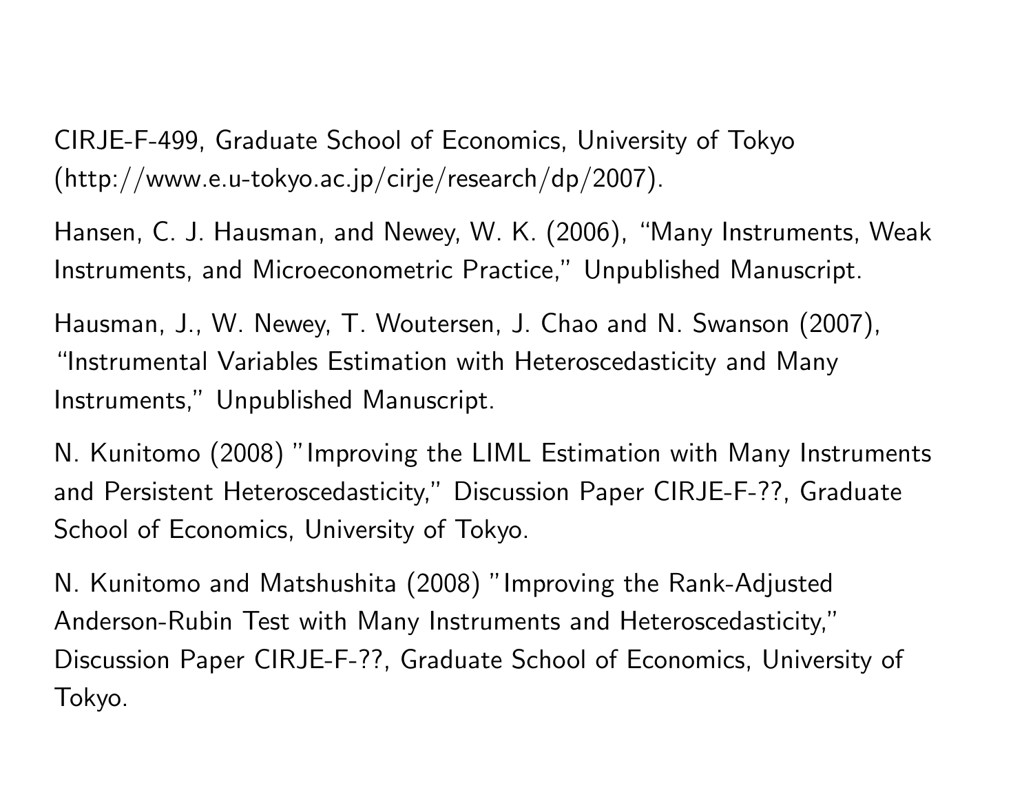CIRJE-F-499, Graduate School of Economics, University of Tokyo (http://www.e.u-tokyo.ac.jp/cirje/research/dp/2007).

Hansen, C. J. Hausman, and Newey, W. K. (2006), "Many Instruments, Weak Instruments, and Microeconometric Practice," Unpublished Manuscript.

Hausman, J., W. Newey, T. Woutersen, J. Chao and N. Swanson (2007), "Instrumental Variables Estimation with Heteroscedasticity and Many Instruments," Unpublished Manuscript.

N. Kunitomo (2008) "Improving the LIML Estimation with Many Instruments and Persistent Heteroscedasticity," Discussion Paper CIRJE-F-??, Graduate School of Economics, University of Tokyo.

N. Kunitomo and Matshushita (2008) "Improving the Rank-Adjusted Anderson-Rubin Test with Many Instruments and Heteroscedasticity," Discussion Paper CIRJE-F-??, Graduate School of Economics, University of Tokyo.